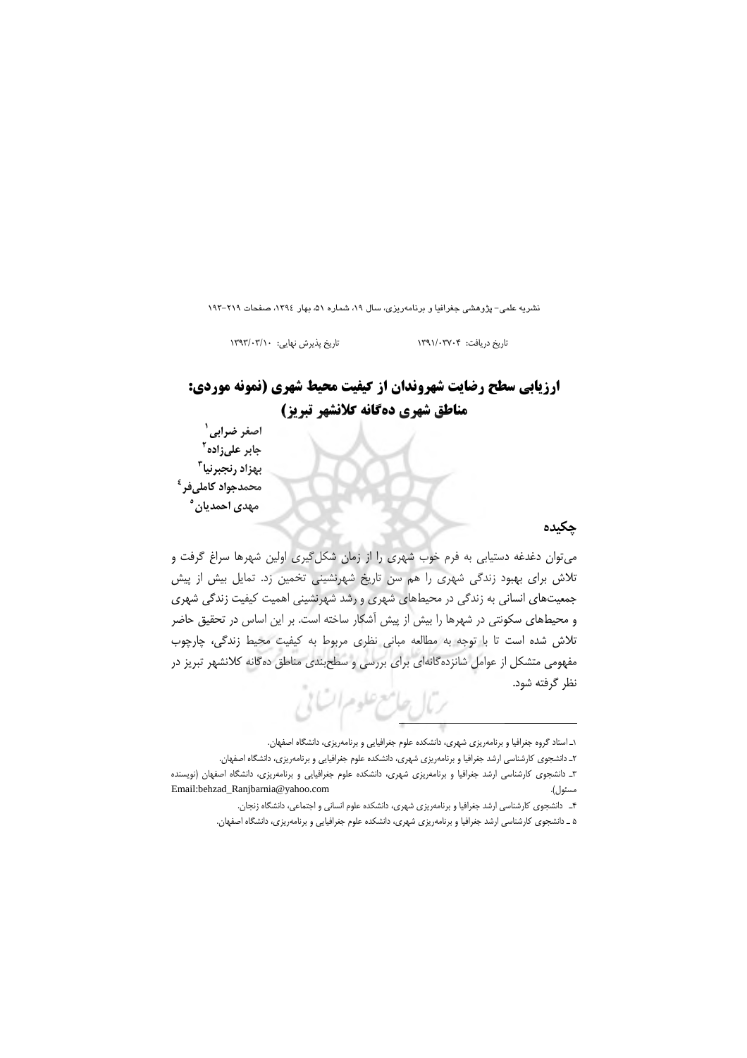تاریخ دریافت: ۱۳۹۱/۰۳۷۰۴ تاریخ پذیرش نهایی: ۱۳۹۳/۰۳/۱۰

# ارزیابی سطح رضایت شهروندان از کیفیت محیط شهری (نمونه موردی: مناطق شهری ده‌گانه کلانشهر تبریز)

**اصغر ضرابی**[1]
**جابر علی‌زاده**[2]
**بهزاد رنجبرنیا**[3]
**محمدجواد کاملی‌فر**[4]
**مهدی احمدیان**[5]

## چکیده

می‌توان دغدغه دستیابی به فرم خوب شهری را از زمان شکل‌گیری اولین شهرها سراغ گرفت و تلاش برای بهبود زندگی شهری را هم سن تاریخ شهرنشینی تخمین زد. تمایل بیش از پیش جمعیت‌های انسانی به زندگی در محیط‌های شهری و رشد شهرنشینی اهمیت کیفیت زندگی شهری و محیط‌های سکونتی در شهرها را بیش از پیش آشکار ساخته است. بر این اساس در تحقیق حاضر تلاش شده است تا با توجه به مطالعه مبانی نظری مربوط به کیفیت محیط زندگی، چارچوب مفهومی متشکل از عوامل شانزده‌گانه‌ای برای بررسی و سطح‌بندی مناطق ده‌گانه کلانشهر تبریز در نظر گرفته شود.

---

۱ـ استاد گروه جغرافیا و برنامه‌ریزی شهری، دانشکده علوم جغرافیایی و برنامه‌ریزی، دانشگاه اصفهان.

۲ـ دانشجوی کارشناسی ارشد جغرافیا و برنامه‌ریزی شهری، دانشکده علوم جغرافیایی و برنامه‌ریزی، دانشگاه اصفهان.

۳ـ دانشجوی کارشناسی ارشد جغرافیا و برنامه‌ریزی شهری، دانشکده علوم جغرافیایی و برنامه‌ریزی، دانشگاه اصفهان (نویسنده مسئول). Email:behzad_Ranjbarnia@yahoo.com

۴ـ دانشجوی کارشناسی ارشد جغرافیا و برنامه‌ریزی شهری، دانشکده علوم انسانی و اجتماعی، دانشگاه زنجان.

۵ ـ دانشجوی کارشناسی ارشد جغرافیا و برنامه‌ریزی شهری، دانشکده علوم جغرافیایی و برنامه‌ریزی، دانشگاه اصفهان.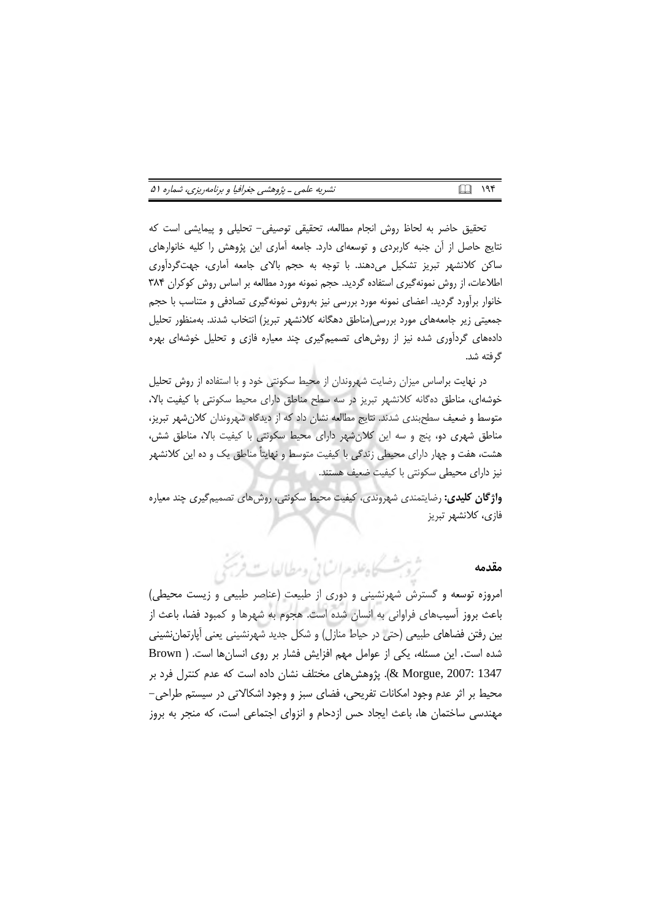تحقیق حاضر به لحاظ روش انجام مطالعه، تحقیق توصیفی- تحلیلی و پیمایشی است که نتایج حاصل از آن جنبه کاربردی و توسعه‌ای دارد. جامعه آماری این پژوهش را کلیه خانوارهای ساکن کلانشهر تبریز تشکیل می‌دهند. با توجه به حجم بالای جامعه آماری، جهت‌گردآوری اطلاعات، از روش نمونه‌گیری استفاده گردید. حجم نمونه مورد مطالعه بر اساس روش کوکران ۳۸۴ خانوار برآورد گردید. اعضای نمونه مورد بررسی نیز به‌روش نمونه‌گیری تصادفی و متناسب با حجم جمعیتی زیر جامعه‌های مورد بررسی(مناطق دهگانه کلانشهر تبریز) انتخاب شدند. به‌منظور تحلیل داده‌های گردآوری شده نیز از روش‌های تصمیم‌گیری چند معیاره فازی و تحلیل خوشه‌ای بهره گرفته شد.

در نهایت براساس میزان رضایت شهروندان از محیط سکونتی خود و با استفاده از روش تحلیل خوشه‌ای، مناطق ده‌گانه کلانشهر تبریز در سه سطح مناطق دارای محیط سکونتی با کیفیت بالا، متوسط و ضعیف سطح‌بندی شدند. نتایج مطالعه نشان داد که از دیدگاه شهروندان کلان‌شهر تبریز، مناطق شهری دو، پنج و سه این کلان‌شهر دارای محیط سکونتی با کیفیت بالا، مناطق شش، هشت، هفت و چهار دارای محیطی زندگی با کیفیت متوسط و نهایتاً مناطق یک و ده این کلانشهر نیز دارای محیطی سکونتی با کیفیت ضعیف هستند.

**واژگان کلیدی:** رضایتمندی شهروندی، کیفیت محیط سکونتی، روش‌های تصمیم‌گیری چند معیاره فازی، کلانشهر تبریز

## مقدمه

امروزه توسعه و گسترش شهرنشینی و دوری از طبیعت (عناصر طبیعی و زیست محیطی) باعث بروز آسیب‌های فراوانی به انسان شده است. هجوم به شهرها و کمبود فضا، باعث از بین رفتن فضاهای طبیعی (حتی در حیاط منازل) و شکل جدید شهرنشینی یعنی آپارتمان‌نشینی شده است. این مسئله، یکی از عوامل مهم افزایش فشار بر روی انسان‌ها است. ( Brown & Morgue, 2007: 1347). پژوهش‌های مختلف نشان داده است که عدم کنترل فرد بر محیط بر اثر عدم وجود امکانات تفریحی، فضای سبز و وجود اشکالاتی در سیستم طراحی- مهندسی ساختمان ها، باعث ایجاد حس ازدحام و انزوای اجتماعی است، که منجر به بروز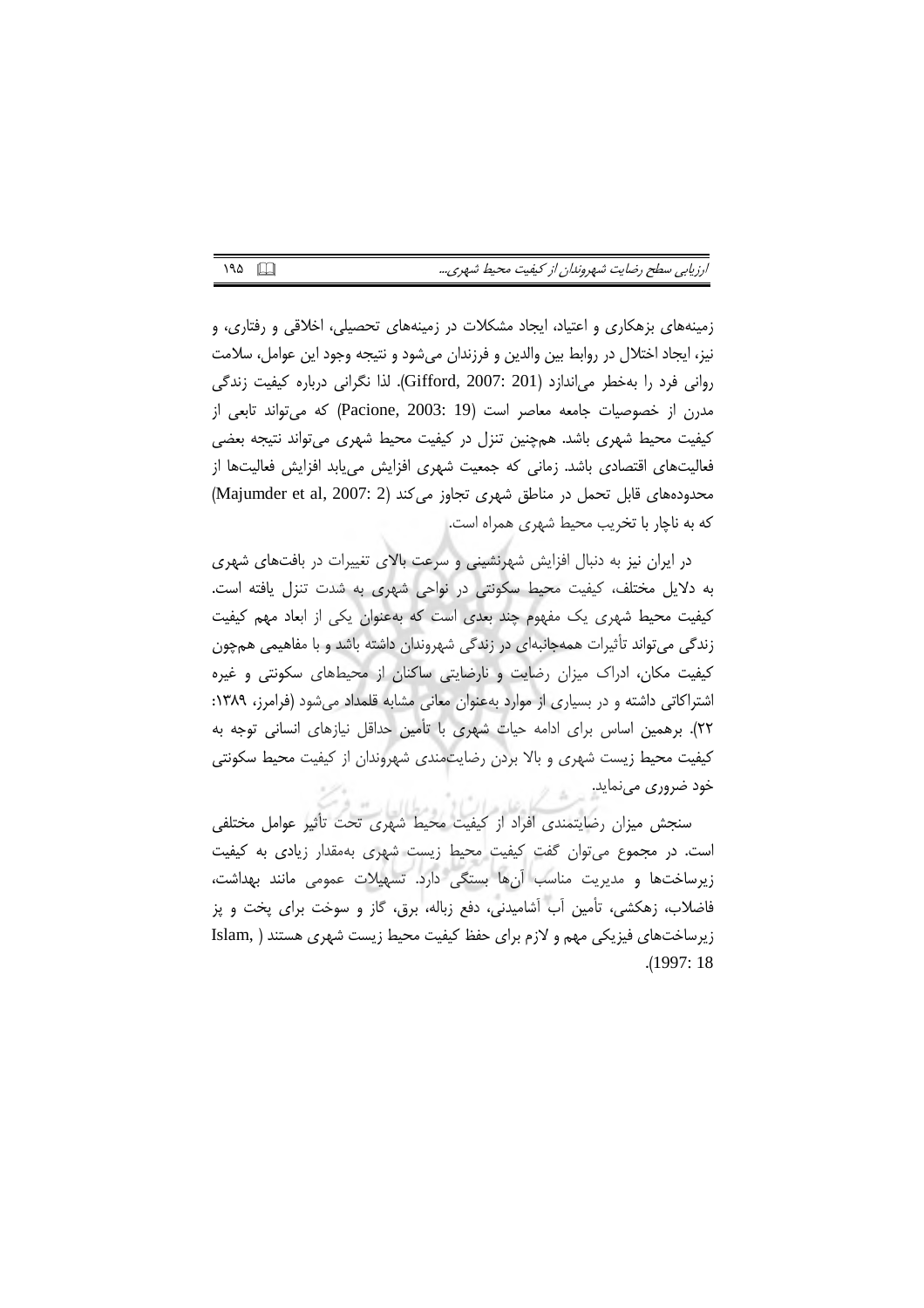زمینه‌های بزهکاری و اعتیاد، ایجاد مشکلات در زمینه‌های تحصیلی، اخلاقی و رفتاری، و نیز، ایجاد اختلال در روابط بین والدین و فرزندان می‌شود و نتیجه وجود این عوامل، سلامت روانی فرد را به‌خطر می‌اندازد (Gifford, 2007: 201). لذا نگرانی درباره کیفیت زندگی مدرن از خصوصیات جامعه معاصر است (Pacione, 2003: 19) که می‌تواند تابعی از کیفیت محیط شهری باشد. همچنین تنزل در کیفیت محیط شهری می‌تواند نتیجه بعضی فعالیت‌های اقتصادی باشد. زمانی که جمعیت شهری افزایش می‌یابد افزایش فعالیت‌ها از محدوده‌های قابل تحمل در مناطق شهری تجاوز می‌کند (Majumder et al, 2007: 2) که به ناچار با تخریب محیط شهری همراه است.

در ایران نیز به دنبال افزایش شهرنشینی و سرعت بالای تغییرات در بافت‌های شهری به دلایل مختلف، کیفیت محیط سکونتی در نواحی شهری به شدت تنزل یافته است. کیفیت محیط شهری یک مفهوم چند بعدی است که به‌عنوان یکی از ابعاد مهم کیفیت زندگی می‌تواند تأثیرات همه‌جانبه‌ای در زندگی شهروندان داشته باشد و با مفاهیمی همچون کیفیت مکان، ادراک میزان رضایت و نارضایتی ساکنان از محیط‌های سکونتی و غیره اشتراکاتی داشته و در بسیاری از موارد به‌عنوان معانی مشابه قلمداد می‌شود (فرامرز، ۱۳۸۹: ۲۲). برهمین اساس برای ادامه حیات شهری با تأمین حداقل نیازهای انسانی توجه به کیفیت محیط زیست شهری و بالا بردن رضایت‌مندی شهروندان از کیفیت محیط سکونتی خود ضروری می‌نماید.

سنجش میزان رضایتمندی افراد از کیفیت محیط شهری تحت تأثیر عوامل مختلفی است. در مجموع می‌توان گفت کیفیت محیط زیست شهری به‌مقدار زیادی به کیفیت زیرساخت‌ها و مدیریت مناسب آن‌ها بستگی دارد. تسهیلات عمومی مانند بهداشت، فاضلاب، زهکشی، تأمین آب آشامیدنی، دفع زباله، برق، گاز و سوخت برای پخت و پز زیرساخت‌های فیزیکی مهم و لازم برای حفظ کیفیت محیط زیست شهری هستند (Islam, 1997: 18).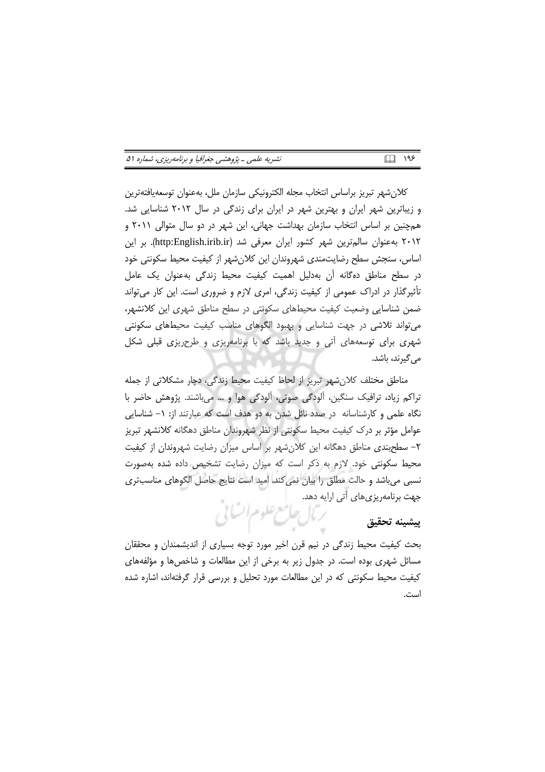کلان‌شهر تبریز براساس انتخاب مجله الکترونیکی سازمان ملل، به‌عنوان توسعه‌یافته‌ترین و زیباترین شهر ایران و بهترین شهر در ایران برای زندگی در سال ۲۰۱۲ شناسایی شد. همچنین بر اساس انتخاب سازمان بهداشت جهانی، این شهر در دو سال متوالی ۲۰۱۱ و ۲۰۱۲ به‌عنوان سالم‌ترین شهر کشور ایران معرفی شد (http:English.irib.ir). بر این اساس، سنجش سطح رضایت‌مندی شهروندان این کلان‌شهر از کیفیت محیط سکونتی خود در سطح مناطق ده‌گانه آن به‌دلیل اهمیت کیفیت محیط زندگی به‌عنوان یک عامل تأثیرگذار در ادراک عمومی از کیفیت زندگی، امری لازم و ضروری است. این کار می‌تواند ضمن شناسایی وضعیت کیفیت محیط‌های سکونتی در سطح مناطق شهری این کلانشهر، می‌تواند تلاشی در جهت شناسایی و بهبود الگوهای مناسب کیفیت محیط‌های سکونتی شهری برای توسعه‌های آتی و جدید باشد که با برنامه‌ریزی و طرح‌ریزی قبلی شکل می‌گیرند، باشد.

مناطق مختلف کلان‌شهر تبریز از لحاظ کیفیت محیط زندگی، دچار مشکلاتی از جمله تراکم زیاد، ترافیک سنگین، آلودگی صوتی، آلودگی هوا و ... می‌باشند. پژوهش حاضر با نگاه علمی و کارشناسانه در صدد نائل شدن به دو هدف است که عبارتند از: ۱- شناسایی عوامل مؤثر بر درک کیفیت محیط سکونتی از نظر شهروندان مناطق دهگانه کلانشهر تبریز ۲- سطح‌بندی مناطق دهگانه این کلان‌شهر بر اساس میزان رضایت شهروندان از کیفیت محیط سکونتی خود. لازم به ذکر است که میزان رضایت تشخیص داده شده به‌صورت نسبی می‌باشد و حالت مطلق را بیان نمی‌کند. امید است نتایج حاصل الگوهای مناسب‌تری جهت برنامه‌ریزی‌های آتی ارایه دهد.

## پیشینه تحقیق

بحث کیفیت محیط زندگی در نیم قرن اخیر مورد توجه بسیاری از اندیشمندان و محققان مسائل شهری بوده است. در جدول زیر به برخی از این مطالعات و شاخص‌ها و مؤلفه‌های کیفیت محیط سکونتی که در این مطالعات مورد تحلیل و بررسی قرار گرفته‌اند، اشاره شده است.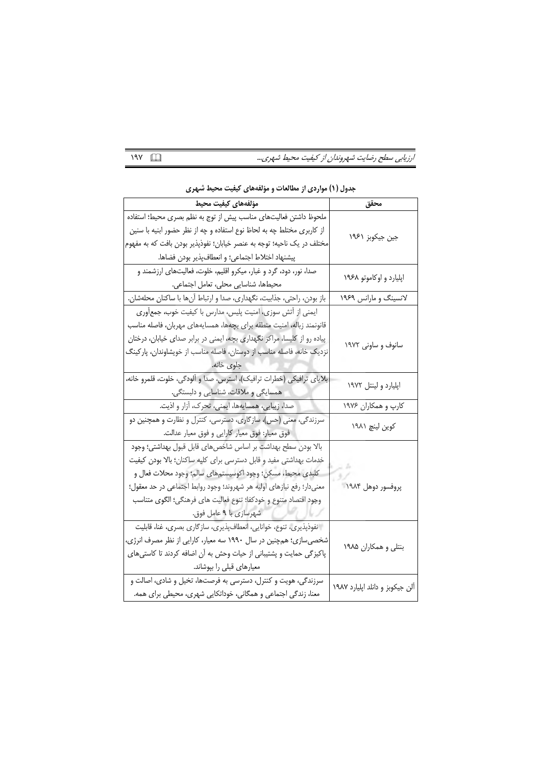**جدول (۱) مواردی از مطالعات و مؤلفه‌های کیفیت محیط شهری**

| محقق | مؤلفه‌های کیفیت محیط |
|---|---|
| جین جیکوبز ۱۹۶۱ | ملحوظ داشتن فعالیت‌های مناسب پیش از توج به نظم بصری محیط؛ استفاده از کاربری مختلط چه به لحاظ نوع استفاده و چه از نظر حضور ابنیه با سنین مختلف در یک ناحیه؛ توجه به عنصر خیابان؛ نفوذپذیر بودن بافت که به مفهوم پیشنهاد اختلاط اجتماعی؛ و انعطاف‌پذیر بودن فضاها. |
| اپلیارد و اوکاموتو ۱۹۶۸ | صدا، نور، دود، گرد و غبار، میکرو اقلیم، خلوت، فعالیت‌های ارزشمند و محیط‌ها، شناسایی محلی، تعامل اجتماعی. |
| لانسینگ و مارانس ۱۹۶۹ | باز بودن، راحتی، جذابیت، نگهداری، صدا و ارتباط آن‌ها با ساکنان محله‌شان. |
| سانوف و ساونی ۱۹۷۲ | ایمنی از آتش سوزی، امنیت پلیس، مدارس با کیفیت خوب، جمع‌آوری قانونمند زباله، امنیت منطقه برای بچه‌ها، همسایه‌های مهربان، فاصله مناسب پیاده رو از کلیسا، مراکز نگهداری بچه، ایمنی در برابر صدای خیابان، درختان نزدیک خانه، فاصله مناسب از دوستان، فاصله مناسب از خویشاوندان، پارکینگ جلوی خانه. |
| اپلیارد و لینتل ۱۹۷۲ | بلایای ترافیکی (خطرات ترافیک)، استرس، صدا و آلودگی، خلوت، قلمرو خانه، همسایگی و ملاقات، شناسایی و دلبستگی. |
| کارپ و همکاران ۱۹۷۶ | صدا، زیبایی، همسایه‌ها، ایمنی، تحرک، آزار و اذیت. |
| کوین لینچ ۱۹۸۱ | سرزندگی، معنی (حس)، سازگاری، دسترسی، کنترل و نظارت و همچنین دو فوق معیار: فوق معیار کارایی و فوق معیار عدالت. |
| پروفسور دوهل ۱۹۸۴ | بالا بودن سطح بهداشت بر اساس شاخص‌های قابل قبول بهداشتی؛ وجود خدمات بهداشتی مفید و قابل دسترسی برای کلیه ساکنان؛ بالا بودن کیفیت کلبدی محیط، مسکن؛ وجود اکوسیستم‌های سالم؛ وجود محلات فعال و معنی‌دار؛ رفع نیازهای اولیه هر شهروند؛ وجود روابط اجتماعی در حد معقول؛ وجود اقتصاد متنوع و خودکفا؛ تنوع فعالیت های فرهنگی؛ الگوی متناسب شهرسازی با ۹ عامل فوق. |
| بنتلی و همکاران ۱۹۸۵ | نفوذپذیری، تنوع، خوانایی، انعطاف‌پذیری، سازگاری بصری، غنا، قابلیت شخصی‌سازی؛ همچنین در سال ۱۹۹۰ سه معیار، کارایی از نظر مصرف انرژی، پاکیزگی حمایت و پشتیبانی از حیات وحش به آن اضافه کردند تا کاستی‌های معیارهای قبلی را بپوشاند. |
| آلن جیکوبز و دانلد اپلیارد ۱۹۸۷ | سرزندگی، هویت و کنترل، دسترسی به فرصت‌ها، تخیل و شادی، اصالت و معنا، زندگی اجتماعی و همگانی، خوداتکایی شهری، محیطی برای همه. |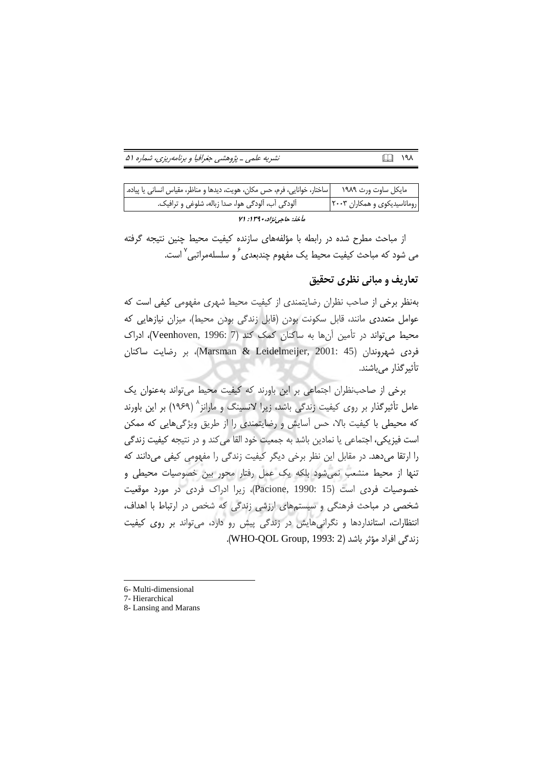| مایکل ساوت ورث ۱۹۸۹ | ساختار، خوانایی، فرم، حس مکان، هویت، دیدها و مناظر، مقیاس انسانی یا پیاده. |
|---|---|
| روماناسیدیکوی و همکاران ۲۰۰۳ | آلودگی آب، آلودگی هوا، صدا زباله، شلوغی و ترافیک. |

*مأخذ: حاجی‌نژاد،۱۳۹۰: ۷۱*

از مباحث مطرح شده در رابطه با مؤلفه‌های سازنده کیفیت محیط چنین نتیجه گرفته می شود که مباحث کیفیت محیط یک مفهوم چندبعدی[6] و سلسله‌مراتبی[7] است.

## تعاریف و مبانی نظری تحقیق

به‌نظر برخی از صاحب نظران رضایتمندی از کیفیت محیط شهری مفهومی کیفی است که عوامل متعددی مانند، قابل سکونت بودن (قابل زندگی بودن محیط)، میزان نیازهایی که محیط می‌تواند در تأمین آن‌ها به ساکنان کمک کند (Veenhoven, 1996: 7)، ادراک فردی شهروندان (Marsman & Leidelmeijer, 2001: 45)، بر رضایت ساکنان تأثیرگذار می‌باشند.

برخی از صاحب‌نظران اجتماعی بر این باورند که کیفیت محیط می‌تواند به‌عنوان یک عامل تأثیرگذار بر روی کیفیت زندگی باشد، زیرا لانسینگ و مارانز[8] (۱۹۶۹) بر این باورند که محیطی با کیفیت بالا، حس آسایش و رضایتمندی را از طریق ویژگی‌هایی که ممکن است فیزیکی، اجتماعی یا نمادین باشد به جمعیت خود القا می‌کند و در نتیجه کیفیت زندگی را ارتقا می‌دهد. در مقابل این نظر برخی دیگر کیفیت زندگی را مفهومی کیفی می‌دانند که تنها از محیط منشعب نمی‌شود بلکه یک عمل رفتار محور بین خصوصیات محیطی و خصوصیات فردی است (Pacione, 1990: 15)، زیرا ادراک فردی در مورد موقعیت شخصی در مباحث فرهنگی و سیستم‌های ارزشی زندگی که شخص در ارتباط با اهداف، انتظارات، استانداردها و نگرانی‌هایش در زندگی پیش رو دارد، می‌تواند بر روی کیفیت زندگی افراد مؤثر باشد (WHO-QOL Group, 1993: 2).

---

6- Multi-dimensional
7- Hierarchical
8- Lansing and Marans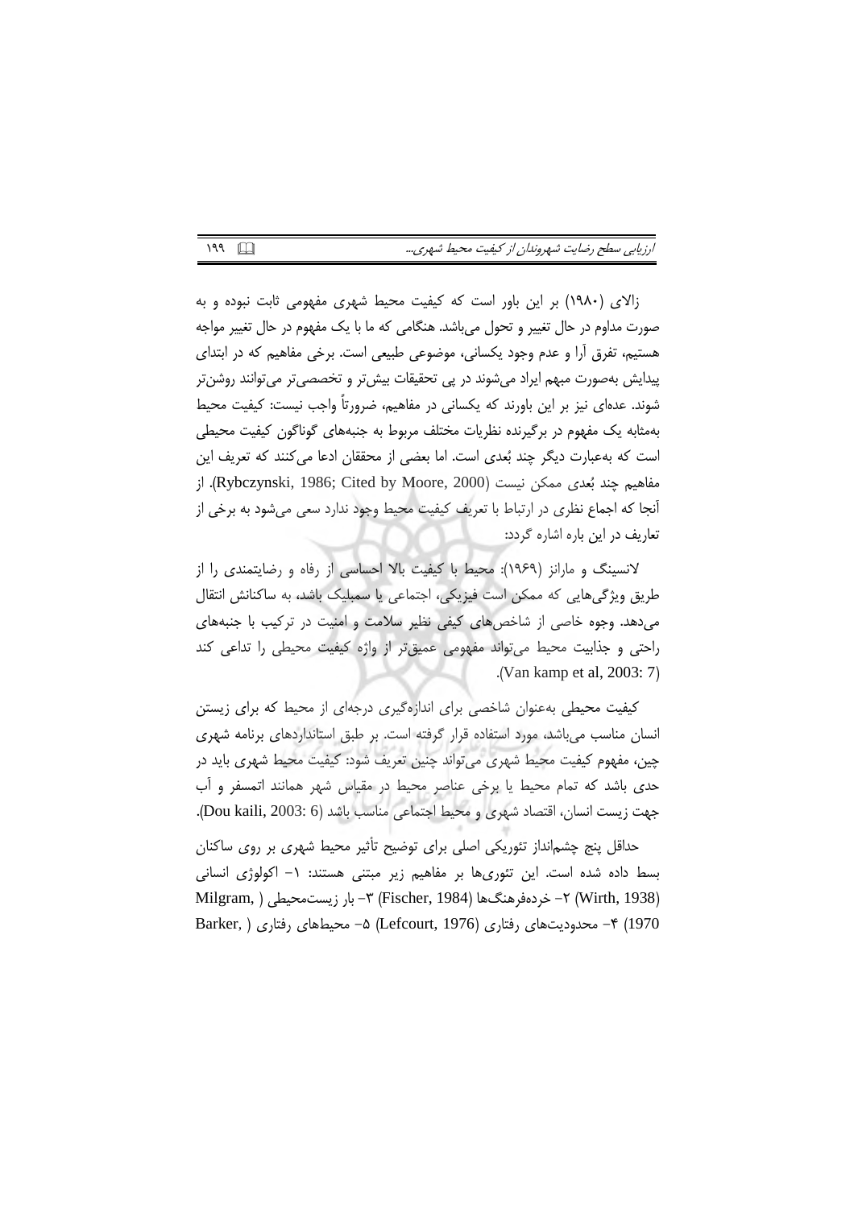زالای (۱۹۸۰) بر این باور است که کیفیت محیط شهری مفهومی ثابت نبوده و به صورت مداوم در حال تغییر و تحول می‌باشد. هنگامی که ما با یک مفهوم در حال تغییر مواجه هستیم، تفرق آرا و عدم وجود یکسانی، موضوعی طبیعی است. برخی مفاهیم که در ابتدای پیدایش به‌صورت مبهم ایراد می‌شوند در پی تحقیقات بیش‌تر و تخصصی‌تر می‌توانند روشن‌تر شوند. عده‌ای نیز بر این باورند که یکسانی در مفاهیم، ضرورتاً واجب نیست: کیفیت محیط به‌مثابه یک مفهوم در برگیرنده نظریات مختلف مربوط به جنبه‌های گوناگون کیفیت محیطی است که به‌عبارت دیگر چند بُعدی است. اما بعضی از محققان ادعا می‌کنند که تعریف این مفاهیم چند بُعدی ممکن نیست (Rybczynski, 1986; Cited by Moore, 2000). از آنجا که اجماع نظری در ارتباط با تعریف کیفیت محیط وجود ندارد سعی می‌شود به برخی از تعاریف در این باره اشاره گردد:

لانسینگ و مارانز (۱۹۶۹): محیط با کیفیت بالا احساسی از رفاه و رضایتمندی را از طریق ویژگی‌هایی که ممکن است فیزیکی، اجتماعی یا سمبلیک باشد، به ساکنانش انتقال می‌دهد. وجوه خاصی از شاخص‌های کیفی نظیر سلامت و امنیت در ترکیب با جنبه‌های راحتی و جذابیت محیط می‌تواند مفهومی عمیق‌تر از واژه کیفیت محیطی را تداعی کند (Van kamp et al, 2003: 7).

کیفیت محیطی به‌عنوان شاخصی برای اندازه‌گیری درجه‌ای از محیط که برای زیستن انسان مناسب می‌باشد، مورد استفاده قرار گرفته است. بر طبق استانداردهای برنامه شهری چین، مفهوم کیفیت محیط شهری می‌تواند چنین تعریف شود: کیفیت محیط شهری باید در حدی باشد که تمام محیط یا برخی عناصر محیط در مقیاس شهر همانند اتمسفر و آب جهت زیست انسان، اقتصاد شهری و محیط اجتماعی مناسب باشد (Dou kaili, 2003: 6).

حداقل پنج چشم‌انداز تئوریکی اصلی برای توضیح تأثیر محیط شهری بر روی ساکنان بسط داده شده است. این تئوری‌ها بر مفاهیم زیر مبتنی هستند: ۱- اکولوژی انسانی (Wirth, 1938) ۲- خرده‌فرهنگ‌ها (Fischer, 1984) ۳- بار زیست‌محیطی (Milgram, 1970) ۴- محدودیت‌های رفتاری (Lefcourt, 1976) ۵- محیط‌های رفتاری (Barker,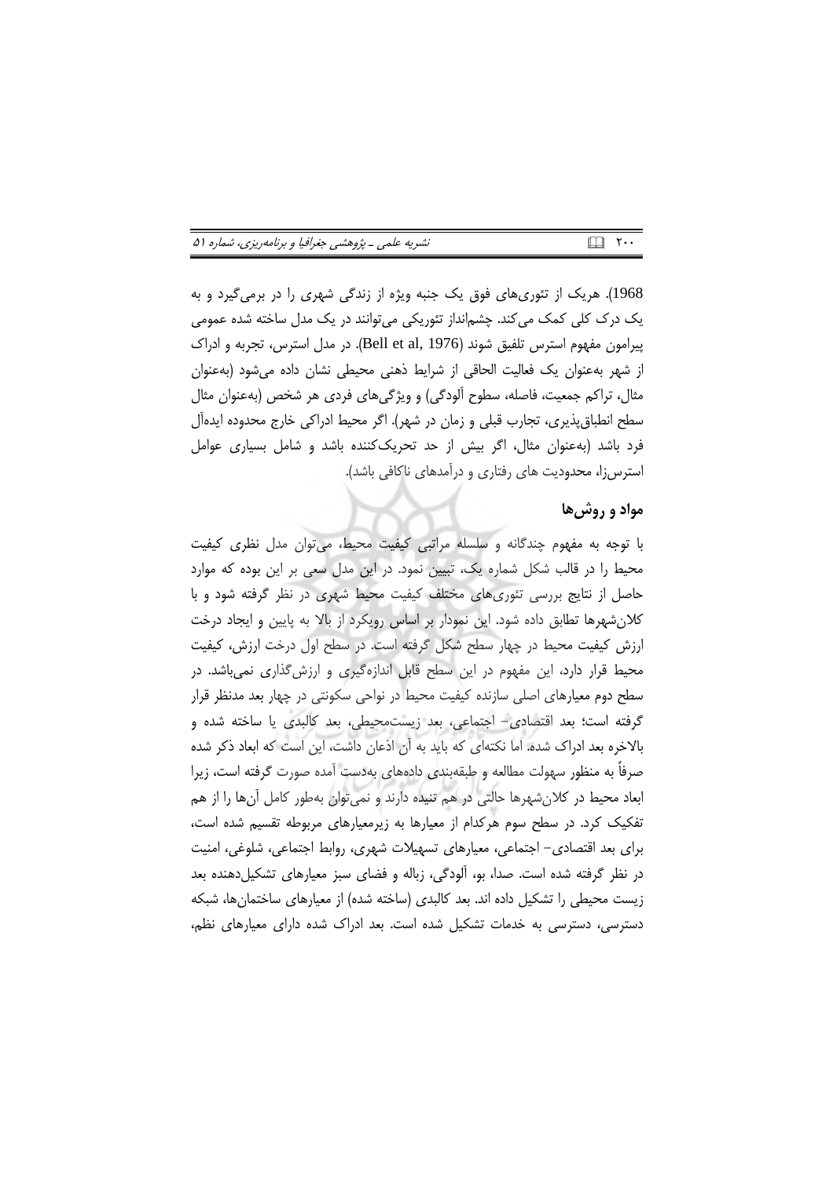1968). هریک از تئوری‌های فوق یک جنبه ویژه از زندگی شهری را در برمی‌گیرد و به یک درک کلی کمک می‌کند. چشم‌انداز تئوریکی می‌توانند در یک مدل ساخته شده عمومی پیرامون مفهوم استرس تلفیق شوند (Bell et al, 1976). در مدل استرس، تجربه و ادراک از شهر به‌عنوان یک فعالیت الحاقی از شرایط ذهنی محیطی نشان داده می‌شود (به‌عنوان مثال، تراکم جمعیت، فاصله، سطوح آلودگی) و ویژگی‌های فردی هر شخص (به‌عنوان مثال سطح انطباق‌پذیری، تجارب قبلی و زمان در شهر). اگر محیط ادراکی خارج محدوده ایده‌آل فرد باشد (به‌عنوان مثال، اگر بیش از حد تحریک‌کننده باشد و شامل بسیاری عوامل استرس‌زا، محدودیت های رفتاری و درآمدهای ناکافی باشد).

## مواد و روش‌ها

با توجه به مفهوم چندگانه و سلسله مراتبی کیفیت محیط، می‌توان مدل نظری کیفیت محیط را در قالب شکل شماره یک، تبیین نمود. در این مدل سعی بر این بوده که موارد حاصل از نتایج بررسی تئوری‌های مختلف کیفیت محیط شهری در نظر گرفته شود و با کلان‌شهرها تطابق داده شود. این نمودار بر اساس رویکرد از بالا به پایین و ایجاد درخت ارزش کیفیت محیط در چهار سطح شکل گرفته است. در سطح اول درخت ارزش، کیفیت محیط قرار دارد، این مفهوم در این سطح قابل اندازه‌گیری و ارزش‌گذاری نمی‌باشد. در سطح دوم معیارهای اصلی سازنده کیفیت محیط در نواحی سکونتی در چهار بعد مدنظر قرار گرفته است؛ بعد اقتصادی- اجتماعی، بعد زیست‌محیطی، بعد کالبدی یا ساخته شده و بالاخره بعد ادراک شده. اما نکته‌ای که باید به آن اذعان داشت، این است که ابعاد ذکر شده صرفاً به منظور سهولت مطالعه و طبقه‌بندی داده‌های به‌دست آمده صورت گرفته است، زیرا ابعاد محیط در کلان‌شهرها حالتی در هم تنیده دارند و نمی‌توان به‌طور کامل آن‌ها را از هم تفکیک کرد. در سطح سوم هرکدام از معیارها به زیرمعیارهای مربوطه تقسیم شده است، برای بعد اقتصادی- اجتماعی، معیارهای تسهیلات شهری، روابط اجتماعی، شلوغی، امنیت در نظر گرفته شده است. صدا، بو، آلودگی، زباله و فضای سبز معیارهای تشکیل‌دهنده بعد زیست محیطی را تشکیل داده اند. بعد کالبدی (ساخته شده) از معیارهای ساختمان‌ها، شبکه دسترسی، دسترسی به خدمات تشکیل شده است. بعد ادراک شده دارای معیارهای نظم،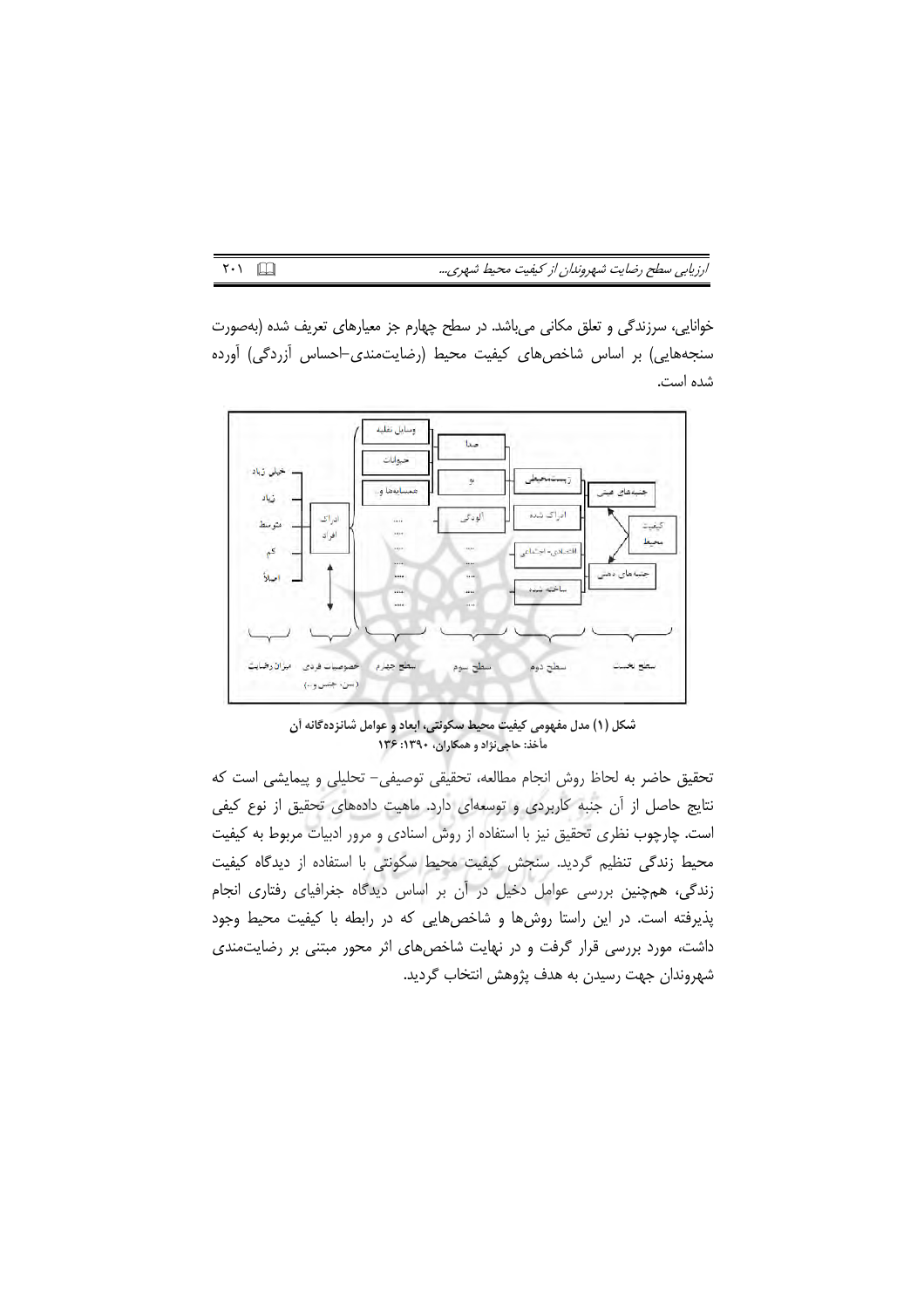خوانایی، سرزندگی و تعلق مکانی می‌باشد. در سطح چهارم جز معیارهای تعریف شده (به‌صورت سنجه‌هایی) بر اساس شاخص‌های کیفیت محیط (رضایت‌مندی–احساس آزردگی) آورده شده است.

**شکل (۱) مدل مفهومی کیفیت محیط سکونتی، ابعاد و عوامل شانزده‌گانه آن**
**مأخذ: حاجی‌نژاد و همکاران، ۱۳۹۰: ۱۳۶**

تحقیق حاضر به لحاظ روش انجام مطالعه، تحقیقی توصیفی– تحلیلی و پیمایشی است که نتایج حاصل از آن جنبه کاربردی و توسعه‌ای دارد. ماهیت داده‌های تحقیق از نوع کیفی است. چارچوب نظری تحقیق نیز با استفاده از روش اسنادی و مرور ادبیات مربوط به کیفیت محیط زندگی تنظیم گردید. سنجش کیفیت محیط سکونتی با استفاده از دیدگاه کیفیت زندگی، همچنین بررسی عوامل دخیل در آن بر اساس دیدگاه جغرافیای رفتاری انجام پذیرفته است. در این راستا روش‌ها و شاخص‌هایی که در رابطه با کیفیت محیط وجود داشت، مورد بررسی قرار گرفت و در نهایت شاخص‌های اثر محور مبتنی بر رضایت‌مندی شهروندان جهت رسیدن به هدف پژوهش انتخاب گردید.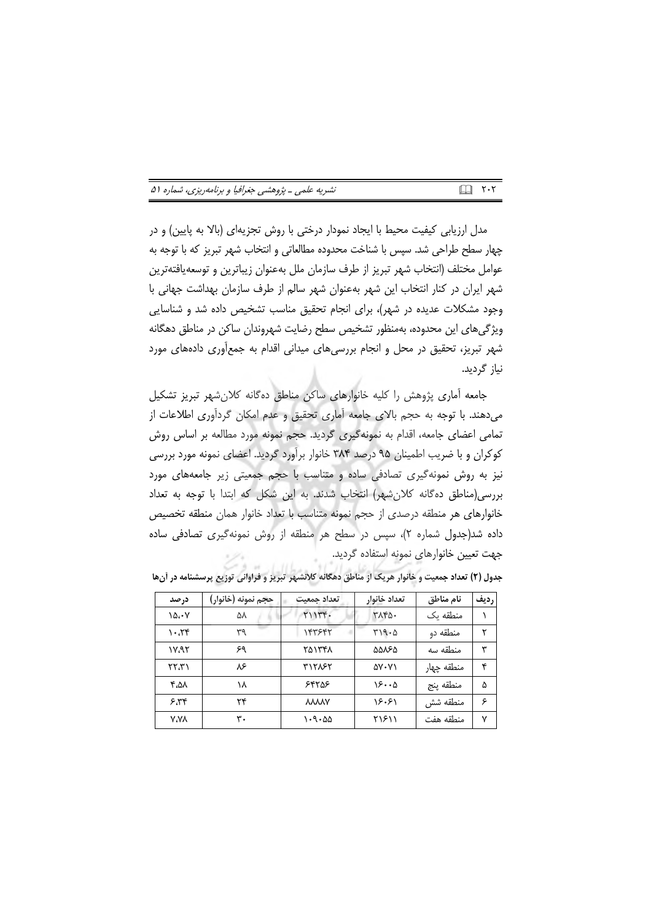مدل ارزیابی کیفیت محیط با ایجاد نمودار درختی با روش تجزیه‌ای (بالا به پایین) و در چهار سطح طراحی شد. سپس با شناخت محدوده مطالعاتی و انتخاب شهر تبریز که با توجه به عوامل مختلف (انتخاب شهر تبریز از طرف سازمان ملل به‌عنوان زیباترین و توسعه‌یافته‌ترین شهر ایران در کنار انتخاب این شهر به‌عنوان شهر سالم از طرف سازمان بهداشت جهانی با وجود مشکلات عدیده در شهر)، برای انجام تحقیق مناسب تشخیص داده شد و شناسایی ویژگی‌های این محدوده، به‌منظور تشخیص سطح رضایت شهروندان ساکن در مناطق دهگانه شهر تبریز، تحقیق در محل و انجام بررسی‌های میدانی اقدام به جمع‌آوری داده‌های مورد نیاز گردید.

جامعه آماری پژوهش را کلیه خانوارهای ساکن مناطق ده‌گانه کلان‌شهر تبریز تشکیل می‌دهند. با توجه به حجم بالای جامعه آماری تحقیق و عدم امکان گردآوری اطلاعات از تمامی اعضای جامعه، اقدام به نمونه‌گیری گردید. حجم نمونه مورد مطالعه بر اساس روش کوکران و با ضریب اطمینان ۹۵ درصد ۳۸۴ خانوار برآورد گردید. اعضای نمونه مورد بررسی نیز به روش نمونه‌گیری تصادفی ساده و متناسب با حجم جمعیتی زیر جامعه‌های مورد بررسی(مناطق ده‌گانه کلان‌شهر) انتخاب شدند. به این شکل که ابتدا با توجه به تعداد خانوارهای هر منطقه درصدی از حجم نمونه متناسب با تعداد خانوار همان منطقه تخصیص داده شد(جدول شماره ۲)، سپس در سطح هر منطقه از روش نمونه‌گیری تصادفی ساده جهت تعیین خانوارهای نمونه استفاده گردید.

**جدول (۲) تعداد جمعیت و خانوار هریک از مناطق دهگانه کلانشهر تبریز و فراوانی توزیع پرسشنامه در آن‌ها**

| ردیف | نام مناطق | تعداد خانوار | تعداد جمعیت | حجم نمونه (خانوار) | درصد |
|---|---|---|---|---|---|
| ۱ | منطقه یک | ۳۸۴۵۰ | ۲۱۱۳۴۰ | ۵۸ | ۱۵.۰۷ |
| ۲ | منطقه دو | ۳۱۹۰۵ | ۱۴۳۶۴۲ | ۳۹ | ۱۰.۲۴ |
| ۳ | منطقه سه | ۵۵۸۶۵ | ۲۵۱۳۴۸ | ۶۹ | ۱۷.۹۲ |
| ۴ | منطقه چهار | ۵۷۰۷۱ | ۳۱۲۸۶۲ | ۸۶ | ۲۲.۳۱ |
| ۵ | منطقه پنج | ۱۶۰۰۵ | ۶۴۲۵۶ | ۱۸ | ۴.۵۸ |
| ۶ | منطقه شش | ۱۶۰۶۱ | ۸۸۸۸۷ | ۲۴ | ۶.۳۴ |
| ۷ | منطقه هفت | ۲۱۶۱۱ | ۱۰۹۰۵۵ | ۳۰ | ۷.۷۸ |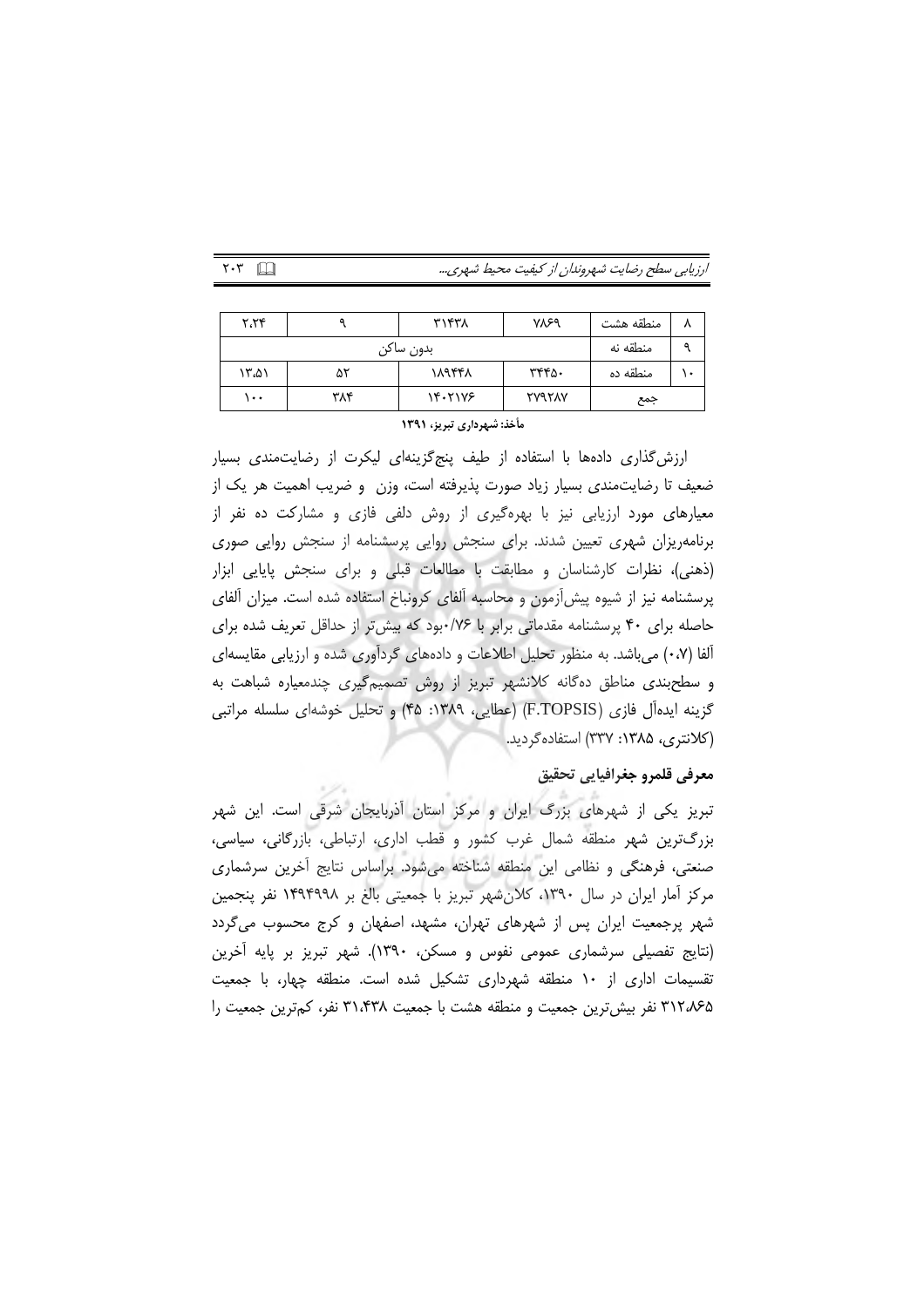| ۸ | منطقه هشت | ۷۸۶۹ | ۳۱۴۳۸ | ۹ | ۲.۲۴ |
|---|---|---|---|---|---|
| ۹ | منطقه نه | بدون ساکن | | | |
| ۱۰ | منطقه ده | ۳۴۴۵۰ | ۱۸۹۴۴۸ | ۵۲ | ۱۳.۵۱ |
| | جمع | ۲۷۹۲۸۷ | ۱۴۰۲۱۷۶ | ۳۸۴ | ۱۰۰ |

**مأخذ: شهرداری تبریز، ۱۳۹۱**

ارزش‌گذاری داده‌ها با استفاده از طیف پنج‌گزینه‌ای لیکرت از رضایت‌مندی بسیار ضعیف تا رضایت‌مندی بسیار زیاد صورت پذیرفته است، وزن و ضریب اهمیت هر یک از معیارهای مورد ارزیابی نیز با بهره‌گیری از روش دلفی فازی و مشارکت ده نفر از برنامه‌ریزان شهری تعیین شدند. برای سنجش روایی پرسشنامه از سنجش روایی صوری (ذهنی)، نظرات کارشناسان و مطابقت با مطالعات قبلی و برای سنجش پایایی ابزار پرسشنامه نیز از شیوه پیش‌آزمون و محاسبه آلفای کرونباخ استفاده شده است. میزان آلفای حاصله برای ۴۰ پرسشنامه مقدماتی برابر با ۰/۷۶بود که بیش‌تر از حداقل تعریف شده برای آلفا (۰،۷) می‌باشد. به منظور تحلیل اطلاعات و داده‌های گردآوری شده و ارزیابی مقایسه‌ای و سطح‌بندی مناطق ده‌گانه کلانشهر تبریز از روش تصمیم‌گیری چندمعیاره شباهت به گزینه ایده‌آل فازی (F.TOPSIS) (عطایی، ۱۳۸۹: ۴۵) و تحلیل خوشه‌ای سلسله مراتبی (کلانتری، ۱۳۸۵: ۳۳۷) استفاده‌گردید.

### معرفی قلمرو جغرافیایی تحقیق

تبریز یکی از شهرهای بزرگ ایران و مرکز استان آذربایجان شرقی است. این شهر بزرگ‌ترین شهر منطقه شمال غرب کشور و قطب اداری، ارتباطی، بازرگانی، سیاسی، صنعتی، فرهنگی و نظامی این منطقه شناخته می‌شود. براساس نتایج آخرین سرشماری مرکز آمار ایران در سال ۱۳۹۰، کلان‌شهر تبریز با جمعیتی بالغ بر ۱۴۹۴۹۹۸ نفر پنجمین شهر پرجمعیت ایران پس از شهرهای تهران، مشهد، اصفهان و کرج محسوب می‌گردد (نتایج تفصیلی سرشماری عمومی نفوس و مسکن، ۱۳۹۰). شهر تبریز بر پایه آخرین تقسیمات اداری از ۱۰ منطقه شهرداری تشکیل شده است. منطقه چهار، با جمعیت ۳۱۲،۸۶۵ نفر بیش‌ترین جمعیت و منطقه هشت با جمعیت ۳۱،۴۳۸ نفر، کم‌ترین جمعیت را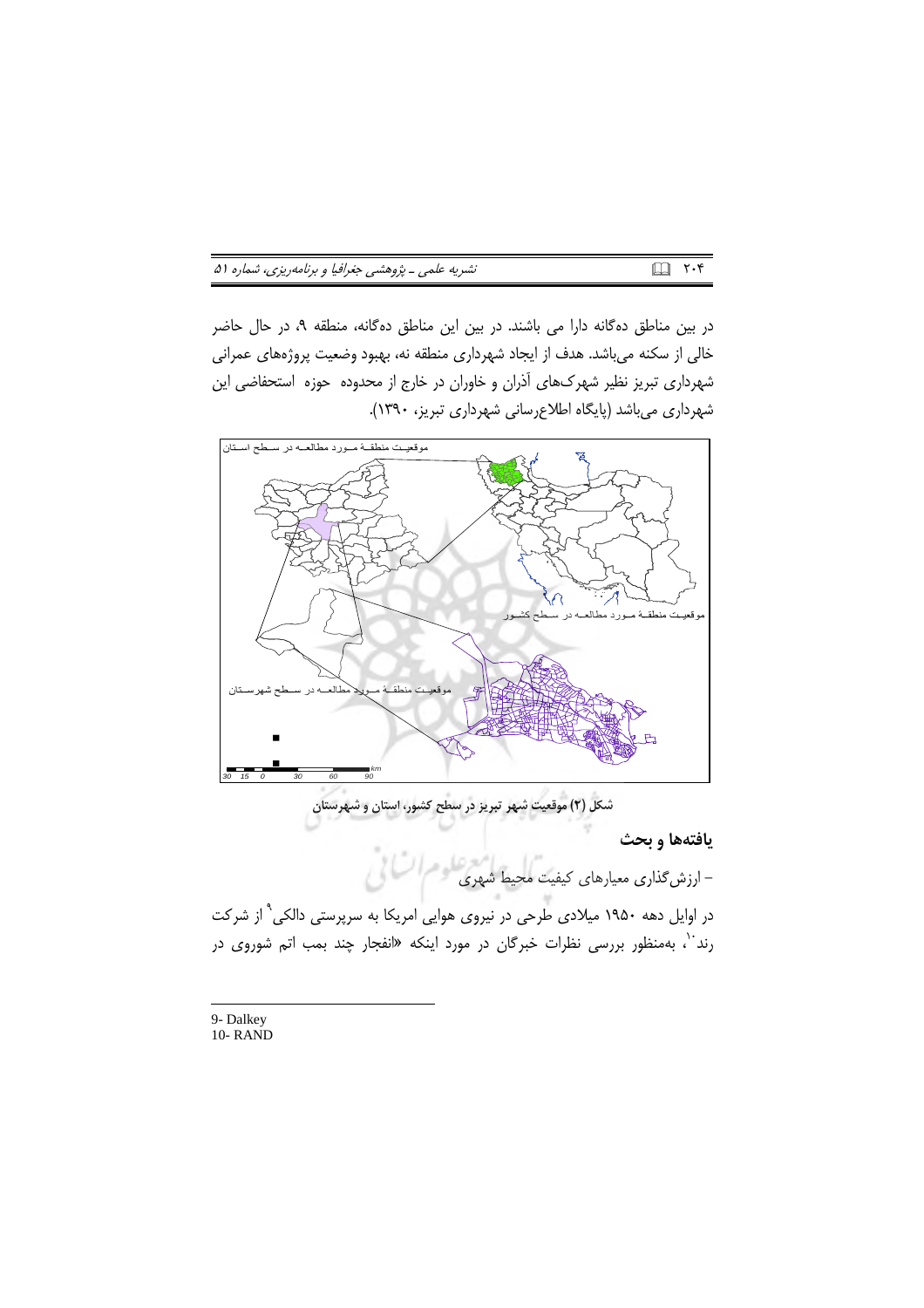در بین مناطق ده‌گانه دارا می باشند. در بین این مناطق ده‌گانه، منطقه ۹، در حال حاضر خالی از سکنه می‌باشد. هدف از ایجاد شهرداری منطقه نه، بهبود وضعیت پروژه‌های عمرانی شهرداری تبریز نظیر شهرک‌های آذران و خاوران در خارج از محدوده حوزه استحفاضی این شهرداری می‌باشد (پایگاه اطلاع‌رسانی شهرداری تبریز، ۱۳۹۰).

شکل (۲) موقعیت شهر تبریز در سطح کشور، استان و شهرستان

## یافته‌ها و بحث

– ارزش‌گذاری معیارهای کیفیت محیط شهری

در اوایل دهه ۱۹۵۰ میلادی طرحی در نیروی هوایی امریکا به سرپرستی دالکی[9] از شرکت رند[10]، به‌منظور بررسی نظرات خبرگان در مورد اینکه «انفجار چند بمب اتم شوروی در

9- Dalkey
10- RAND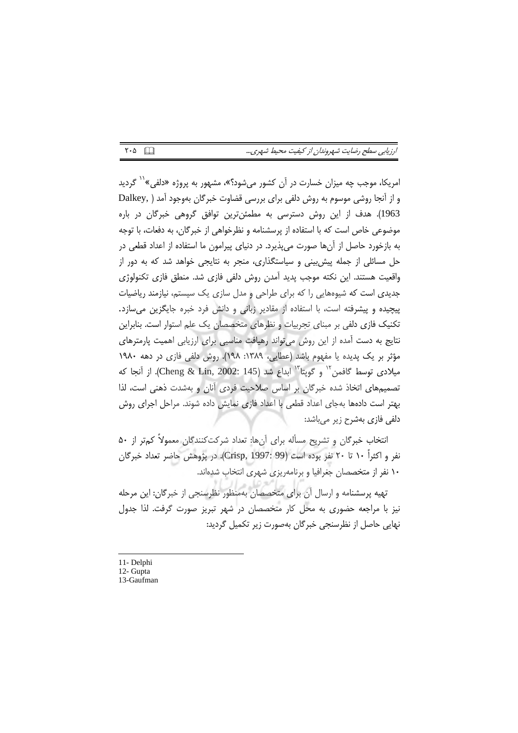امریکا، موجب چه میزان خسارت در آن کشور می‌شود؟»، مشهور به پروژه «دلفی»[11] گردید و از آنجا روشی موسوم به روش دلفی برای بررسی قضاوت خبرگان به‌وجود آمد (Dalkey, 1963). هدف از این روش دسترسی به مطمئن‌ترین توافق گروهی خبرگان در باره موضوعی خاص است که با استفاده از پرسشنامه و نظرخواهی از خبرگان، به دفعات، با توجه به بازخورد حاصل از آن‌ها صورت می‌پذیرد. در دنیای پیرامون ما استفاده از اعداد قطعی در حل مسائلی از جمله پیش‌بینی و سیاستگذاری، منجر به نتایجی خواهد شد که به دور از واقعیت هستند. این نکته موجب پدید آمدن روش دلفی فازی شد. منطق فازی تکنولوژی جدیدی است که شیوه‌هایی را که برای طراحی و مدل سازی یک سیستم، نیازمند ریاضیات پیچیده و پیشرفته است، با استفاده از مقادیر زبانی و دانش فرد خبره جایگزین می‌سازد. تکنیک فازی دلفی بر مبنای تجربیات و نظرهای متخصصان یک علم استوار است. بنابراین نتایج به دست آمده از این روش می‌تواند رهیافت مناسبی برای ارزیابی اهمیت پارمترهای مؤثر بر یک پدیده یا مفهوم باشد (عطایی، ۱۳۸۹: ۱۹۸). روش دلفی فازی در دهه ۱۹۸۰ میلادی توسط گافمن[12] و گوپتا[13] ابداع شد (Cheng & Lin, 2002: 145). از آنجا که تصمیم‌های اتخاذ شده خبرگان بر اساس صلاحیت فردی آنان و به‌شدت ذهنی است، لذا بهتر است داده‌ها به‌جای اعداد قطعی با اعداد فازی نمایش داده شوند. مراحل اجرای روش دلفی فازی به‌شرح زیر می‌باشد:

انتخاب خبرگان و تشریح مسأله برای آن‌ها: تعداد شرکت‌کنندگان معمولاً کم‌تر از ۵۰ نفر و اکثراً ۱۰ تا ۲۰ نفر بوده است (Crisp, 1997: 99). در پژوهش حاضر تعداد خبرگان ۱۰ نفر از متخصصان جغرافیا و برنامه‌ریزی شهری انتخاب شده‌اند.

تهیه پرسشنامه و ارسال آن برای متخصصان به‌منظور نظرسنجی از خبرگان: این مرحله نیز با مراجعه حضوری به محل کار متخصصان در شهر تبریز صورت گرفت. لذا جدول نهایی حاصل از نظرسنجی خبرگان به‌صورت زیر تکمیل گردید:

---

11- Delphi
12- Gupta
13-Gaufman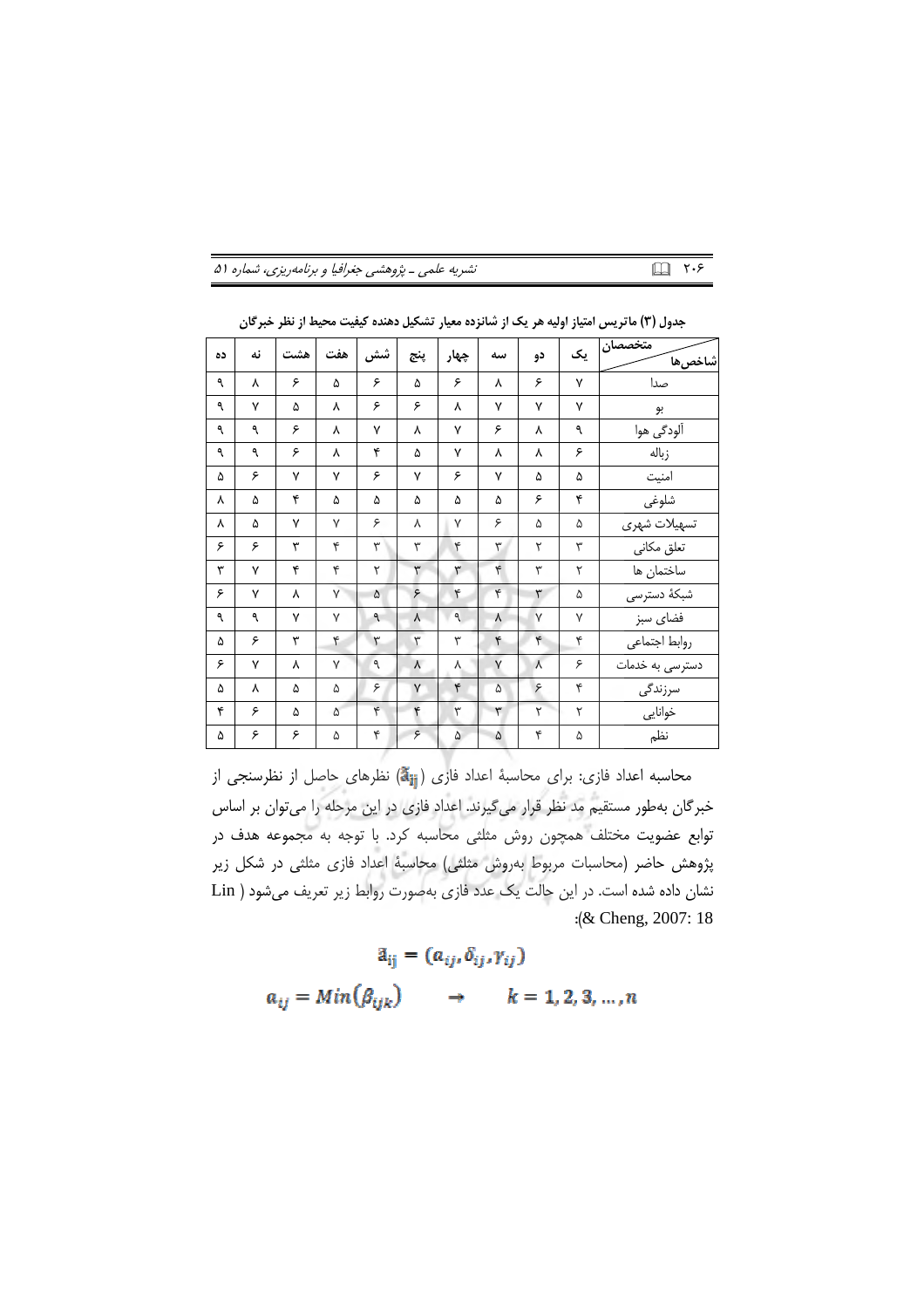جدول (۳) ماتریس امتیاز اولیه هر یک از شانزده معیار تشکیل دهنده کیفیت محیط از نظر خبرگان

| شاخص‌ها / متخصصان | یک | دو | سه | چهار | پنج | شش | هفت | هشت | نه | ده |
|---|---|---|---|---|---|---|---|---|---|---|
| صدا | ۷ | ۶ | ۸ | ۶ | ۵ | ۶ | ۵ | ۶ | ۸ | ۹ |
| بو | ۷ | ۷ | ۷ | ۸ | ۶ | ۶ | ۸ | ۵ | ۷ | ۹ |
| آلودگی هوا | ۹ | ۸ | ۶ | ۷ | ۸ | ۷ | ۸ | ۶ | ۹ | ۹ |
| زباله | ۶ | ۸ | ۸ | ۷ | ۵ | ۴ | ۸ | ۶ | ۹ | ۹ |
| امنیت | ۵ | ۵ | ۷ | ۶ | ۷ | ۶ | ۷ | ۷ | ۶ | ۵ |
| شلوغی | ۴ | ۶ | ۵ | ۵ | ۵ | ۵ | ۵ | ۴ | ۵ | ۸ |
| تسهیلات شهری | ۵ | ۵ | ۶ | ۷ | ۸ | ۶ | ۷ | ۷ | ۵ | ۸ |
| تعلق مکانی | ۳ | ۲ | ۳ | ۴ | ۳ | ۳ | ۴ | ۳ | ۶ | ۶ |
| ساختمان ها | ۲ | ۳ | ۴ | ۳ | ۳ | ۲ | ۴ | ۴ | ۷ | ۳ |
| شبکهٔ دسترسی | ۵ | ۳ | ۴ | ۴ | ۶ | ۵ | ۷ | ۸ | ۷ | ۶ |
| فضای سبز | ۷ | ۷ | ۸ | ۹ | ۸ | ۹ | ۷ | ۷ | ۹ | ۹ |
| روابط اجتماعی | ۴ | ۴ | ۴ | ۳ | ۳ | ۳ | ۴ | ۳ | ۶ | ۵ |
| دسترسی به خدمات | ۶ | ۸ | ۷ | ۸ | ۸ | ۹ | ۷ | ۸ | ۷ | ۶ |
| سرزندگی | ۴ | ۶ | ۵ | ۴ | ۷ | ۶ | ۵ | ۵ | ۸ | ۵ |
| خوانایی | ۲ | ۲ | ۳ | ۳ | ۴ | ۴ | ۵ | ۵ | ۶ | ۴ |
| نظم | ۵ | ۴ | ۵ | ۵ | ۶ | ۴ | ۵ | ۶ | ۶ | ۵ |

محاسبه اعداد فازی: برای محاسبهٔ اعداد فازی ($\tilde{a}_{ij}$) نظرهای حاصل از نظرسنجی از خبرگان به‌طور مستقیم مد نظر قرار می‌گیرند. اعداد فازی در این مرحله را می‌توان بر اساس توابع عضویت مختلف همچون روش مثلثی محاسبه کرد. با توجه به مجموعه هدف در پژوهش حاضر (محاسبات مربوط به‌روش مثلثی) محاسبهٔ اعداد فازی مثلثی در شکل زیر نشان داده شده است. در این حالت یک عدد فازی به‌صورت روابط زیر تعریف می‌شود (Lin & Cheng, 2007: 18):

$$\tilde{a}_{ij} = (a_{ij}, \delta_{ij}, \gamma_{ij})$$

$$a_{ij} = Min(\beta_{ijk}) \qquad \rightarrow \qquad k = 1, 2, 3, \dots, n$$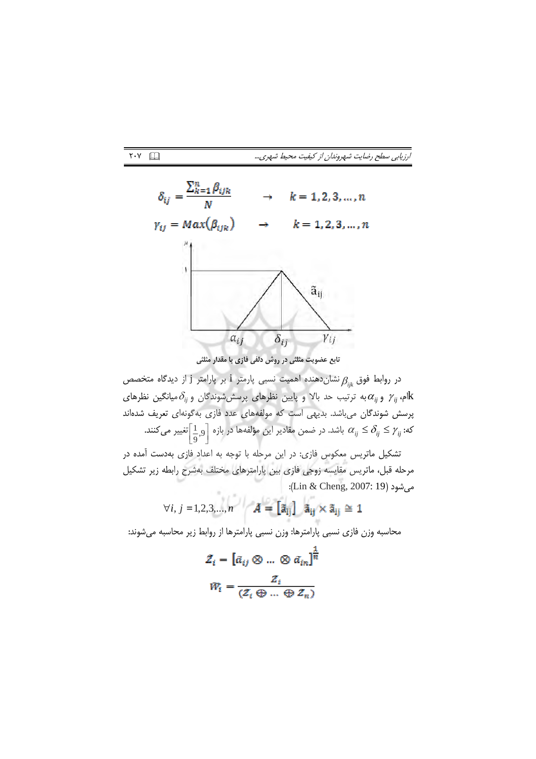$$\delta_{ij} = \frac{\sum_{k=1}^{n} \beta_{ijk}}{N} \quad \rightarrow \quad k = 1,2,3,\dots,n$$

$$\gamma_{ij} = Max(\beta_{ijk}) \quad \rightarrow \quad k = 1,2,3,\dots,n$$

تابع عضویت مثلثی در روش دلفی فازی با مقدار مثلثی

در روابط فوق $\beta_{ijk}$ نشان‌دهنده اهمیت نسبی پارمتر i بر پارامتر j از دیدگاه متخصص kام، $\gamma_{ij}$ و $\alpha_{ij}$ به ترتیب حد بالا و پایین نظرهای پرسش‌شوندگان و $\delta_{ij}$ میانگین نظرهای پرسش شوندگان می‌باشد. بدیهی است که مولفه‌های عدد فازی به‌گونه‌ای تعریف شده‌اند که: $\alpha_{ij} \le \delta_{ij} \le \gamma_{ij}$ باشد. در ضمن مقادیر این مؤلفه‌ها در بازه $\left[\frac{1}{9}, 9\right]$ تغییر می‌کنند.

تشکیل ماتریس معکوس فازی: در این مرحله با توجه به اعداد فازی به‌دست آمده در مرحله قبل، ماتریس مقایسه زوجی فازی بین پارامترهای مختلف به‌شرح رابطه زیر تشکیل می‌شود (Lin & Cheng, 2007: 19):

$$\forall i, j = 1,2,3,\dots,n \qquad A = [\tilde{a}_{ij}] \quad \tilde{a}_{ij} \times \tilde{a}_{ij} \cong 1$$

محاسبه وزن فازی نسبی پارامترها: وزن نسبی پارامترها از روابط زیر محاسبه می‌شوند:

$$Z_i = [\tilde{a}_{ij} \otimes \dots \otimes \tilde{a}_{in}]^{\frac{1}{n}}$$

$$W_i = \frac{Z_i}{(Z_i \oplus \dots \oplus Z_n)}$$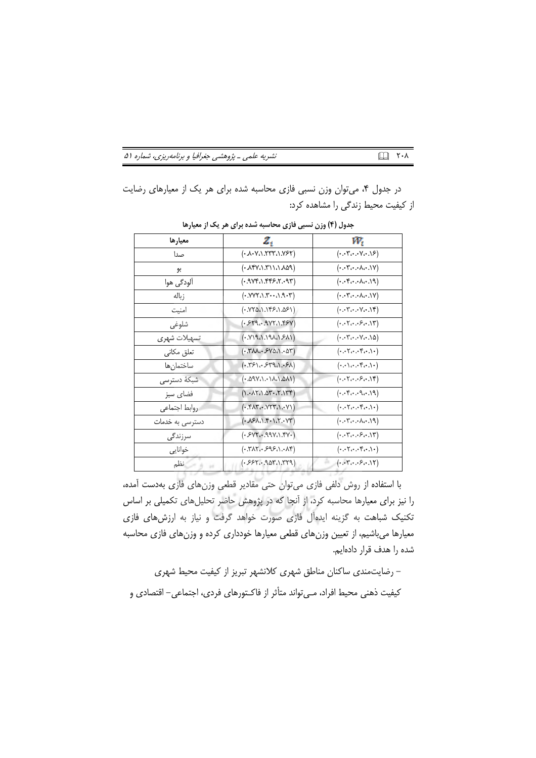در جدول ۴، می‌توان وزن نسبی فازی محاسبه شده برای هر یک از معیارهای رضایت از کیفیت محیط زندگی را مشاهده کرد:

جدول (۴) وزن نسبی فازی محاسبه شده برای هر یک از معیارها

| معیارها | $Z_i$ | $W_i$ |
|---|---|---|
| صدا | (۰.۸۰۷،۱.۲۳۳،۱.۷۶۲) | (۰.۰۳،۰.۰۷،۰.۱۶) |
| بو | (۰.۸۴۷،۱.۳۱۱،۱.۸۵۹) | (۰.۰۳،۰.۰۸،۰.۱۷) |
| آلودگی هوا | (۰.۹۷۴،۱.۴۴۶،۲.۰۹۳) | (۰.۰۴،۰.۰۸،۰.۱۹) |
| زباله | (۰.۷۷۲،۱.۳۰۰،۱.۹۰۳) | (۰.۰۳،۰.۰۸،۰.۱۷) |
| امنیت | (۰.۷۲۵،۱.۱۴۶،۱.۵۶۱) | (۰.۰۳،۰.۰۷،۰.۱۴) |
| شلوغی | (۰.۶۲۹،۰.۹۷۲،۱.۴۶۷) | (۰.۰۲،۰.۰۶،۰.۱۳) |
| تسهیلات شهری | (۰.۷۱۹،۱.۱۹۸،۱.۶۸۱) | (۰.۰۳،۰.۰۷،۰.۱۵) |
| تعلق مکانی | (۰.۳۸۸،۰.۶۷۵،۱.۰۵۳) | (۰.۰۲،۰.۰۴،۰.۱۰) |
| ساختمان‌ها | (۰.۳۶۱،۰.۶۳۹،۱.۰۶۸) | (۰.۰۱،۰.۰۴،۰.۱۰) |
| شبکهٔ دسترسی | (۰.۵۹۷،۱.۰۱۸،۱.۵۸۱) | (۰.۰۲،۰.۰۶،۰.۱۴) |
| فضای سبز | (۱.۰۸۲،۱.۵۳۰،۲.۱۳۴) | (۰.۰۴،۰.۰۹،۰.۱۹) |
| روابط اجتماعی | (۰.۴۸۳،۰.۷۲۳،۱.۰۷۱) | (۰.۰۲،۰.۰۴،۰.۱۰) |
| دسترسی به خدمات | (۰.۸۶۸،۱.۴۰۱،۲.۰۷۳) | (۰.۰۳،۰.۰۸،۰.۱۹) |
| سرزندگی | (۰.۶۷۲،۰.۹۹۷،۱.۴۷۰) | (۰.۰۳،۰.۰۶،۰.۱۳) |
| خوانایی | (۰.۳۸۲،۰.۶۹۶،۱.۰۸۴) | (۰.۰۲،۰.۰۴،۰.۱۰) |
| نظم | (۰.۶۶۲،۰.۹۵۳،۱.۳۲۹) | (۰.۰۳،۰.۰۶،۰.۱۲) |

با استفاده از روش دلفی فازی می‌توان حتی مقادیر قطعی وزن‌های فازی به‌دست آمده، را نیز برای معیارها محاسبه کرد، از آنجا که در پژوهش حاضر تحلیل‌های تکمیلی بر اساس تکنیک شباهت به گزینه ایده‌آل فازی صورت خواهد گرفت و نیاز به ارزش‌های فازی معیارها می‌باشیم، از تعیین وزن‌های قطعی معیارها خودداری کرده و وزن‌های فازی محاسبه شده را هدف قرار داده‌ایم.

– رضایت‌مندی ساکنان مناطق شهری کلانشهر تبریز از کیفیت محیط شهری

کیفیت ذهنی محیط افراد، مـی‌تواند متأثر از فاکـتورهای فردی، اجتماعی– اقتصادی و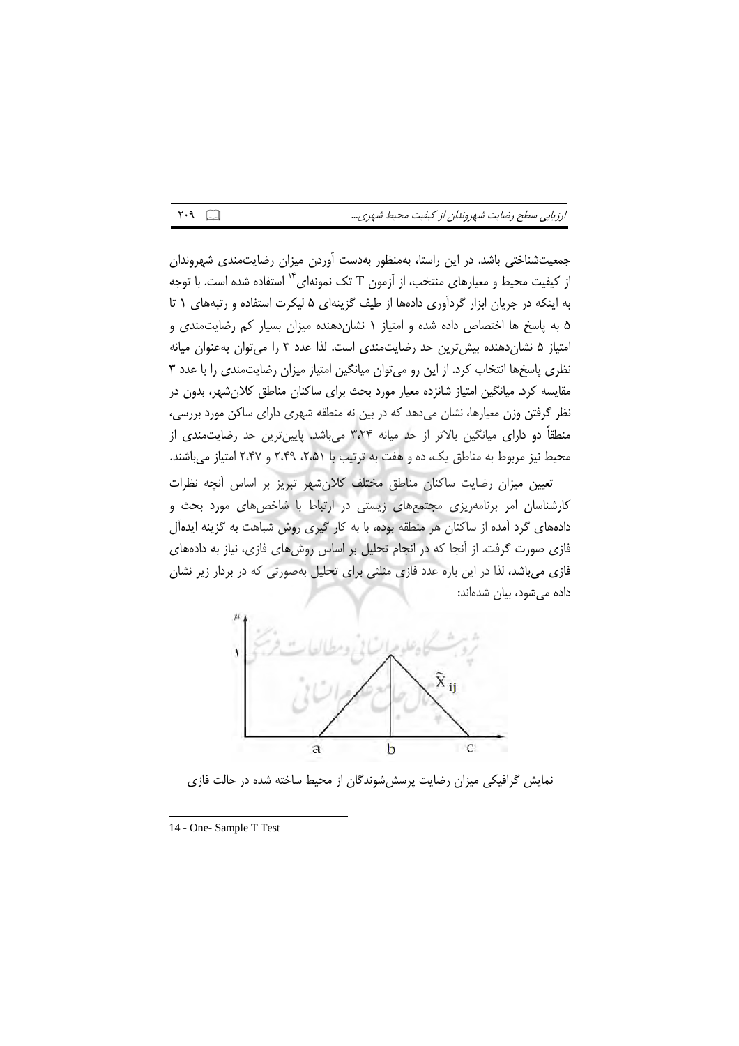جمعیت‌شناختی باشد. در این راستا، به‌منظور به‌دست آوردن میزان رضایت‌مندی شهروندان از کیفیت محیط و معیارهای منتخب، از آزمون T تک نمونه‌ای[14] استفاده شده است. با توجه به اینکه در جریان ابزار گردآوری داده‌ها از طیف گزینه‌ای ۵ لیکرت استفاده و رتبه‌های ۱ تا ۵ به پاسخ ها اختصاص داده شده و امتیاز ۱ نشان‌دهنده میزان بسیار کم رضایت‌مندی و امتیاز ۵ نشان‌دهنده بیش‌ترین حد رضایت‌مندی است. لذا عدد ۳ را می‌توان به‌عنوان میانه نظری پاسخ‌ها انتخاب کرد. از این رو می‌توان میانگین امتیاز میزان رضایت‌مندی را با عدد ۳ مقایسه کرد. میانگین امتیاز شانزده معیار مورد بحث برای ساکنان مناطق کلان‌شهر، بدون در نظر گرفتن وزن معیارها، نشان می‌دهد که در بین نه منطقه شهری دارای ساکن مورد بررسی، منطقاً دو دارای میانگین بالاتر از حد میانه ۳،۲۴ می‌باشد. پایین‌ترین حد رضایت‌مندی از محیط نیز مربوط به مناطق یک، ده و هفت به ترتیب با ۲،۵۱، ۲،۴۹ و ۲،۴۷ امتیاز می‌باشند.

تعیین میزان رضایت ساکنان مناطق مختلف کلان‌شهر تبریز بر اساس آنچه نظرات کارشناسان امر برنامه‌ریزی مجتمع‌های زیستی در ارتباط با شاخص‌های مورد بحث و داده‌های گرد آمده از ساکنان هر منطقه بوده، با به کار گیری روش شباهت به گزینه ایده‌آل فازی صورت گرفت. از آنجا که در انجام تحلیل بر اساس روش‌های فازی، نیاز به داده‌های فازی می‌باشد، لذا در این باره عدد فازی مثلثی برای تحلیل به‌صورتی که در بردار زیر نشان داده می‌شود، بیان شده‌اند:

نمایش گرافیکی میزان رضایت پرسش‌شوندگان از محیط ساخته شده در حالت فازی

14 - One- Sample T Test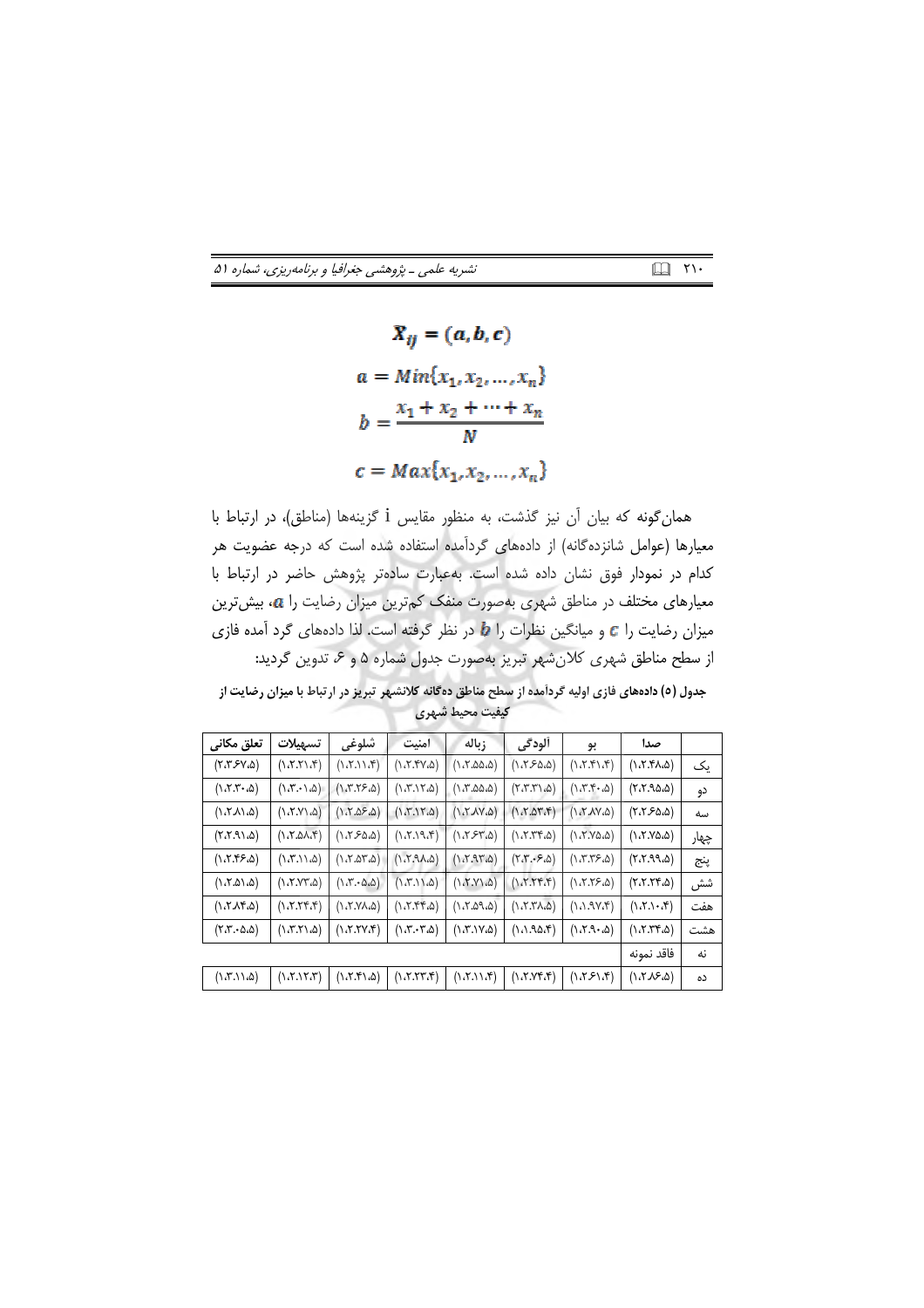$$\tilde{X}_{ij} = (a, b, c)$$

$$a = Min\{x_1, x_2, \dots, x_n\}$$

$$b = \frac{x_1 + x_2 + \cdots + x_n}{N}$$

$$c = Max\{x_1, x_2, \dots, x_n\}$$

همان‌گونه که بیان آن نیز گذشت، به منظور مقایس i گزینه‌ها (مناطق)، در ارتباط با معیارها (عوامل شانزده‌گانه) از داده‌های گردآمده استفاده شده است که درجه عضویت هر کدام در نمودار فوق نشان داده شده است. به‌عبارت ساده‌تر پژوهش حاضر در ارتباط با معیارهای مختلف در مناطق شهری به‌صورت منفک کم‌ترین میزان رضایت را $a$، بیش‌ترین میزان رضایت را $c$ و میانگین نظرات را $b$ در نظر گرفته است. لذا داده‌های گرد آمده فازی از سطح مناطق شهری کلان‌شهر تبریز به‌صورت جدول شماره ۵ و ۶ تدوین گردید:

**جدول (۵) داده‌های فازی اولیه گردآمده از سطح مناطق ده‌گانه کلانشهر تبریز در ارتباط با میزان رضایت از کیفیت محیط شهری**

| | صدا | بو | آلودگی | زباله | امنیت | شلوغی | تسهیلات | تعلق مکانی |
|---|---|---|---|---|---|---|---|---|
| یک | (۱،۲.۴۸،۵) | (۱،۲.۴۱،۴) | (۱،۲.۶۵،۵) | (۱،۲.۵۵،۵) | (۱،۲.۴۷،۵) | (۱،۲.۱۱،۴) | (۱،۲.۲۱،۴) | (۲،۳.۶۷،۵) |
| دو | (۲،۲.۹۵،۵) | (۱،۳.۴۰،۵) | (۲،۳.۳۱،۵) | (۱،۳.۵۵،۵) | (۱،۳.۱۲،۵) | (۱،۳.۲۶،۵) | (۱،۳.۰۱،۵) | (۱،۲.۳۰،۵) |
| سه | (۲،۲.۶۵،۵) | (۱،۲.۸۷،۵) | (۱،۲.۵۳،۴) | (۱،۲.۸۷،۵) | (۱،۳.۱۲،۵) | (۱،۲.۵۶،۵) | (۱،۲.۷۱،۵) | (۱،۲.۸۱،۵) |
| چهار | (۱،۲.۷۵،۵) | (۱،۲.۷۵،۵) | (۱،۲.۳۴،۵) | (۱،۲.۶۳،۵) | (۱،۲.۱۹،۴) | (۱،۲.۶۵،۵) | (۱،۲.۵۸،۴) | (۲،۲.۹۱،۵) |
| پنج | (۲،۲.۹۹،۵) | (۱،۳.۳۶،۵) | (۲،۳.۰۶،۵) | (۱،۲.۹۳،۵) | (۱،۲.۹۸،۵) | (۱،۲.۵۳،۵) | (۱،۳.۱۱،۵) | (۱،۲.۴۶،۵) |
| شش | (۲،۲.۲۴،۵) | (۱،۲.۲۶،۵) | (۱،۲.۲۴،۴) | (۱،۲.۷۱،۵) | (۱،۳.۱۱،۵) | (۱،۳.۰۵،۵) | (۱،۲.۷۳،۵) | (۱،۲.۵۱،۵) |
| هفت | (۱،۲.۱۰،۴) | (۱،۱.۹۷،۴) | (۱،۲.۳۸،۵) | (۱،۲.۵۹،۵) | (۱،۲.۴۴،۵) | (۱،۲.۷۸،۵) | (۱،۲.۲۴،۴) | (۱،۲.۸۴،۵) |
| هشت | (۱،۲.۳۴،۵) | (۱،۲.۹۰،۵) | (۱،۱.۹۵،۴) | (۱،۳.۱۷،۵) | (۱،۳.۰۳،۵) | (۱،۲.۲۷،۴) | (۱،۳.۲۱،۵) | (۲،۳.۰۵،۵) |
| نه | فاقد نمونه | | | | | | | |
| ده | (۱،۲.۸۶،۵) | (۱،۲.۶۱،۴) | (۱،۲.۷۴،۴) | (۱،۲.۱۱،۴) | (۱،۲.۲۳،۴) | (۱،۲.۴۱،۵) | (۱،۲.۱۲،۳) | (۱،۳.۱۱،۵) |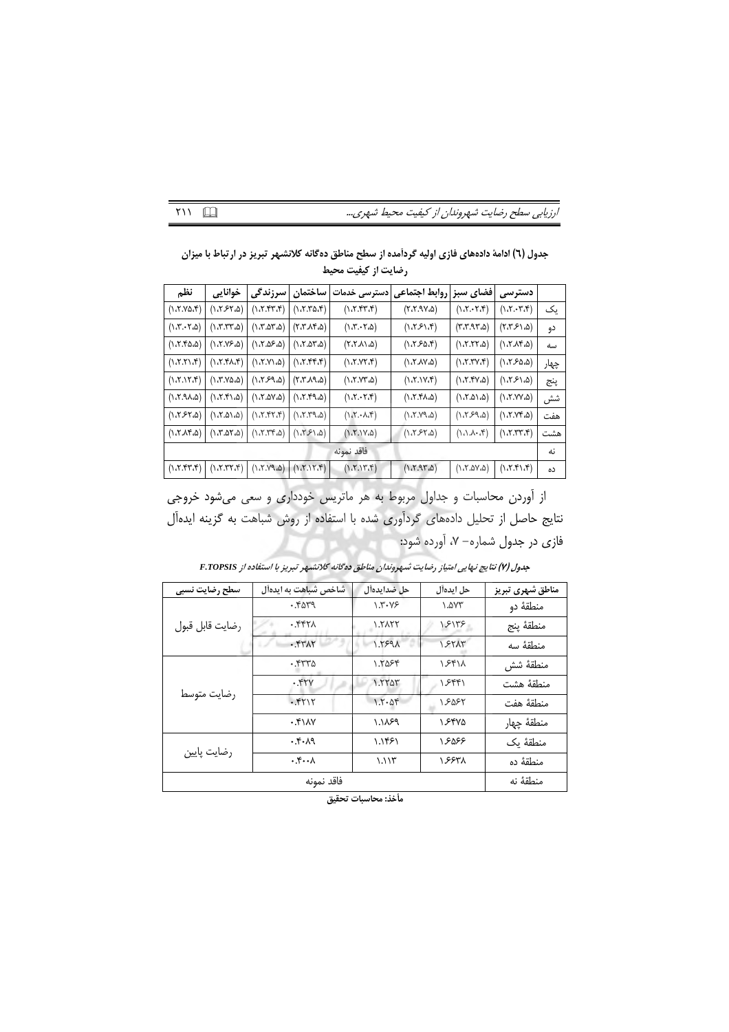جدول (٦) ادامهٔ داده‌های فازی اولیه گردآمده از سطح مناطق ده‌گانه کلانشهر تبریز در ارتباط با میزان رضایت از کیفیت محیط

| | دسترسی | فضای سبز | روابط اجتماعی | دسترسی خدمات | ساختمان | سرزندگی | خوانایی | نظم |
|---|---|---|---|---|---|---|---|---|
| یک | (۱،۲،۰۳،۴) | (۱،۲،۰۲،۴) | (۲،۲،۹۷،۵) | (۱،۲،۴۳،۴) | (۱،۲،۳۵،۴) | (۱،۲،۴۳،۴) | (۱،۲،۶۲،۵) | (۱،۲،۷۵،۴) |
| دو | (۲،۳،۶۱،۵) | (۳،۳،۹۳،۵) | (۱،۲،۶۱،۴) | (۱،۳،۰۲،۵) | (۲،۳،۸۴،۵) | (۱،۳،۵۳،۵) | (۱،۳،۳۳،۵) | (۱،۳،۰۲،۵) |
| سه | (۱،۲،۸۴،۵) | (۱،۲،۲۲،۵) | (۱،۲،۶۵،۴) | (۲،۲،۸۱،۵) | (۱،۲،۵۳،۵) | (۱،۲،۵۶،۵) | (۱،۲،۷۶،۵) | (۱،۲،۴۵،۵) |
| چهار | (۱،۲،۶۵،۵) | (۱،۲،۳۷،۴) | (۱،۲،۸۷،۵) | (۱،۲،۷۲،۴) | (۱،۲،۴۴،۴) | (۱،۲،۷۱،۵) | (۱،۲،۴۸،۴) | (۱،۲،۲۱،۴) |
| پنج | (۱،۲،۶۱،۵) | (۱،۲،۴۷،۵) | (۱،۲،۱۷،۴) | (۱،۲،۷۳،۵) | (۲،۳،۸۹،۵) | (۱،۲،۶۹،۵) | (۱،۳،۷۵،۵) | (۱،۲،۱۲،۴) |
| شش | (۱،۲،۷۷،۵) | (۱،۲،۵۱،۵) | (۱،۲،۴۸،۵) | (۱،۲،۰۲،۴) | (۱،۲،۴۹،۵) | (۱،۲،۵۷،۵) | (۱،۲،۴۱،۵) | (۱،۲،۹۸،۵) |
| هفت | (۱،۲،۷۴،۵) | (۱،۲،۶۹،۵) | (۱،۲،۷۹،۵) | (۱،۲،۰۸،۴) | (۱،۲،۳۹،۵) | (۱،۲،۴۲،۴) | (۱،۲،۵۱،۵) | (۱،۲،۶۲،۵) |
| هشت | (۱،۲،۳۳،۴) | (۱،۱،۸۰،۴) | (۱،۲،۶۲،۵) | (۱،۲،۱۷،۵) | (۱،۲،۶۱،۵) | (۱،۲،۳۴،۵) | (۱،۳،۵۲،۵) | (۱،۲،۸۴،۵) |
| نه | فاقد نمونه | | | | | | | |
| ده | (۱،۲،۴۱،۴) | (۱،۲،۵۷،۵) | (۱،۲،۹۳،۵) | (۱،۲،۱۳،۴) | (۱،۲،۱۲،۴) | (۱،۲،۷۹،۵) | (۱،۲،۳۲،۴) | (۱،۲،۴۳،۴) |

از آوردن محاسبات و جداول مربوط به هر ماتریس خودداری و سعی می‌شود خروجی نتایج حاصل از تحلیل داده‌های گردآوری شده با استفاده از روش شباهت به گزینه ایده‌آل فازی در جدول شماره– ۷، آورده شود:

*جدول (۷) نتایج نهایی امتیاز رضایت شهروندان مناطق ده‌گانه کلانشهر تبریز با استفاده از F.TOPSIS*

| مناطق شهری تبریز | حل ایده‌آل | حل ضدایده‌ال | شاخص شباهت به ایده‌ال | سطح رضایت نسبی |
|---|---|---|---|---|
| منطقهٔ دو | ۱.۵۷۳ | ۱.۳۰۷۶ | ۰.۴۵۳۹ | رضایت قابل قبول |
| منطقهٔ پنج | ۱.۶۱۳۶ | ۱.۲۸۲۲ | ۰.۴۴۲۸ | |
| منطقهٔ سه | ۱.۶۲۸۳ | ۱.۲۶۹۸ | ۰.۴۳۸۲ | |
| منطقهٔ شش | ۱.۶۴۱۸ | ۱.۲۵۶۴ | ۰.۴۳۳۵ | رضایت متوسط |
| منطقهٔ هشت | ۱.۶۴۴۱ | ۱.۲۲۵۳ | ۰.۴۲۷ | |
| منطقهٔ هفت | ۱.۶۵۶۲ | ۱.۲۰۵۴ | ۰.۴۲۱۲ | |
| منطقهٔ چهار | ۱.۶۴۷۵ | ۱.۱۸۶۹ | ۰.۴۱۸۷ | |
| منطقهٔ یک | ۱.۶۵۶۶ | ۱.۱۴۶۱ | ۰.۴۰۸۹ | رضایت پایین |
| منطقهٔ ده | ۱.۶۶۳۸ | ۱.۱۱۳ | ۰.۴۰۰۸ | |
| منطقهٔ نه | فاقد نمونه | | | |

مأخذ: محاسبات تحقیق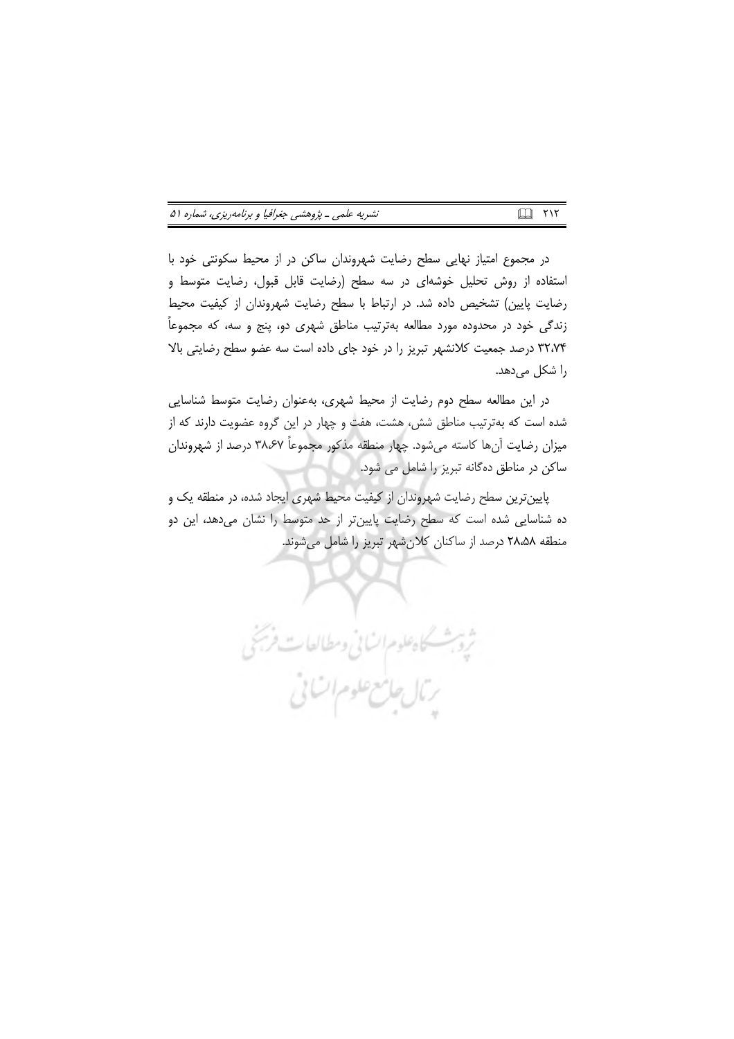در مجموع امتیاز نهایی سطح رضایت شهروندان ساکن در از محیط سکونتی خود با استفاده از روش تحلیل خوشه‌ای در سه سطح (رضایت قابل قبول، رضایت متوسط و رضایت پایین) تشخیص داده شد. در ارتباط با سطح رضایت شهروندان از کیفیت محیط زندگی خود در محدوده مورد مطالعه به‌ترتیب مناطق شهری دو، پنج و سه، که مجموعاً ۳۲،۷۴ درصد جمعیت کلانشهر تبریز را در خود جای داده است سه عضو سطح رضایتی بالا را شکل می‌دهد.

در این مطالعه سطح دوم رضایت از محیط شهری، به‌عنوان رضایت متوسط شناسایی شده است که به‌ترتیب مناطق شش، هشت، هفت و چهار در این گروه عضویت دارند که از میزان رضایت آن‌ها کاسته می‌شود. چهار منطقه مذکور مجموعاً ۳۸،۶۷ درصد از شهروندان ساکن در مناطق ده‌گانه تبریز را شامل می شود.

پایین‌ترین سطح رضایت شهروندان از کیفیت محیط شهری ایجاد شده، در منطقه یک و ده شناسایی شده است که سطح رضایت پایین‌تر از حد متوسط را نشان می‌دهد، این دو منطقه ۲۸،۵۸ درصد از ساکنان کلان‌شهر تبریز را شامل می‌شوند.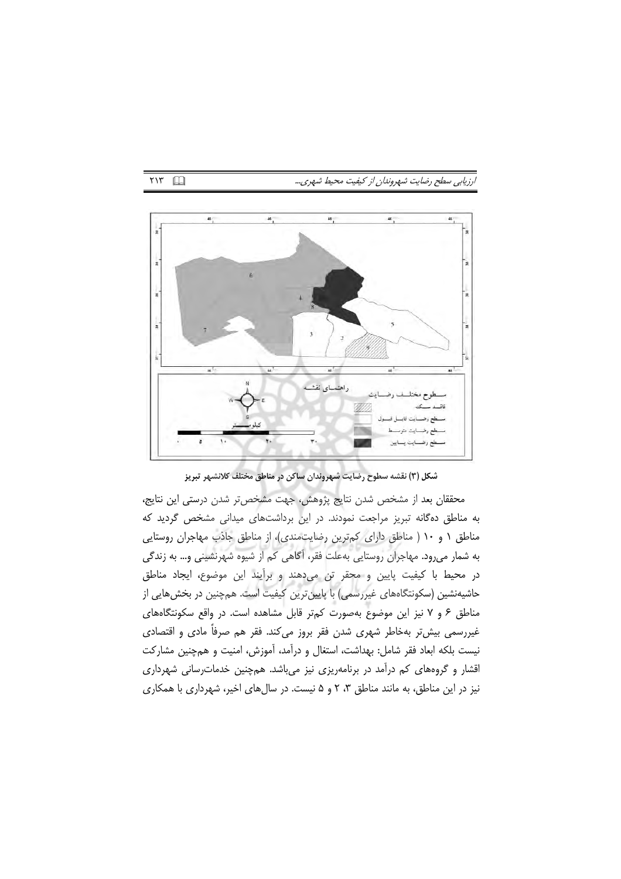شکل (۳) نقشه سطوح رضایت شهروندان ساکن در مناطق مختلف کلانشهر تبریز

محققان بعد از مشخص شدن نتایج پژوهش، جهت مشخص‌تر شدن درستی این نتایج، به مناطق ده‌گانه تبریز مراجعت نمودند. در این برداشت‌های میدانی مشخص گردید که مناطق ۱ و ۱۰ ( مناطق دارای کم‌ترین رضایت‌مندی)، از مناطق جاذب مهاجران روستایی به شمار می‌رود. مهاجران روستایی به‌علت فقر، آگاهی کم از شیوه شهرنشینی و... به زندگی در محیط با کیفیت پایین و محقر تن می‌دهند و برآیند این موضوع، ایجاد مناطق حاشیه‌نشین (سکونتگاه‌های غیررسمی) با پایین‌ترین کیفیت است. همچنین در بخش‌هایی از مناطق ۶ و ۷ نیز این موضوع به‌صورت کم‌تر قابل مشاهده است. در واقع سکونتگاه‌های غیررسمی بیش‌تر به‌خاطر شهری شدن فقر بروز می‌کند. فقر هم صرفاً مادی و اقتصادی نیست بلکه ابعاد فقر شامل: بهداشت، استغال و درآمد، آموزش، امنیت و همچنین مشارکت اقشار و گروه‌های کم درآمد در برنامه‌ریزی نیز می‌باشد. همچنین خدمات‌رسانی شهرداری نیز در این مناطق، به مانند مناطق ۳، ۲ و ۵ نیست. در سال‌های اخیر، شهرداری با همکاری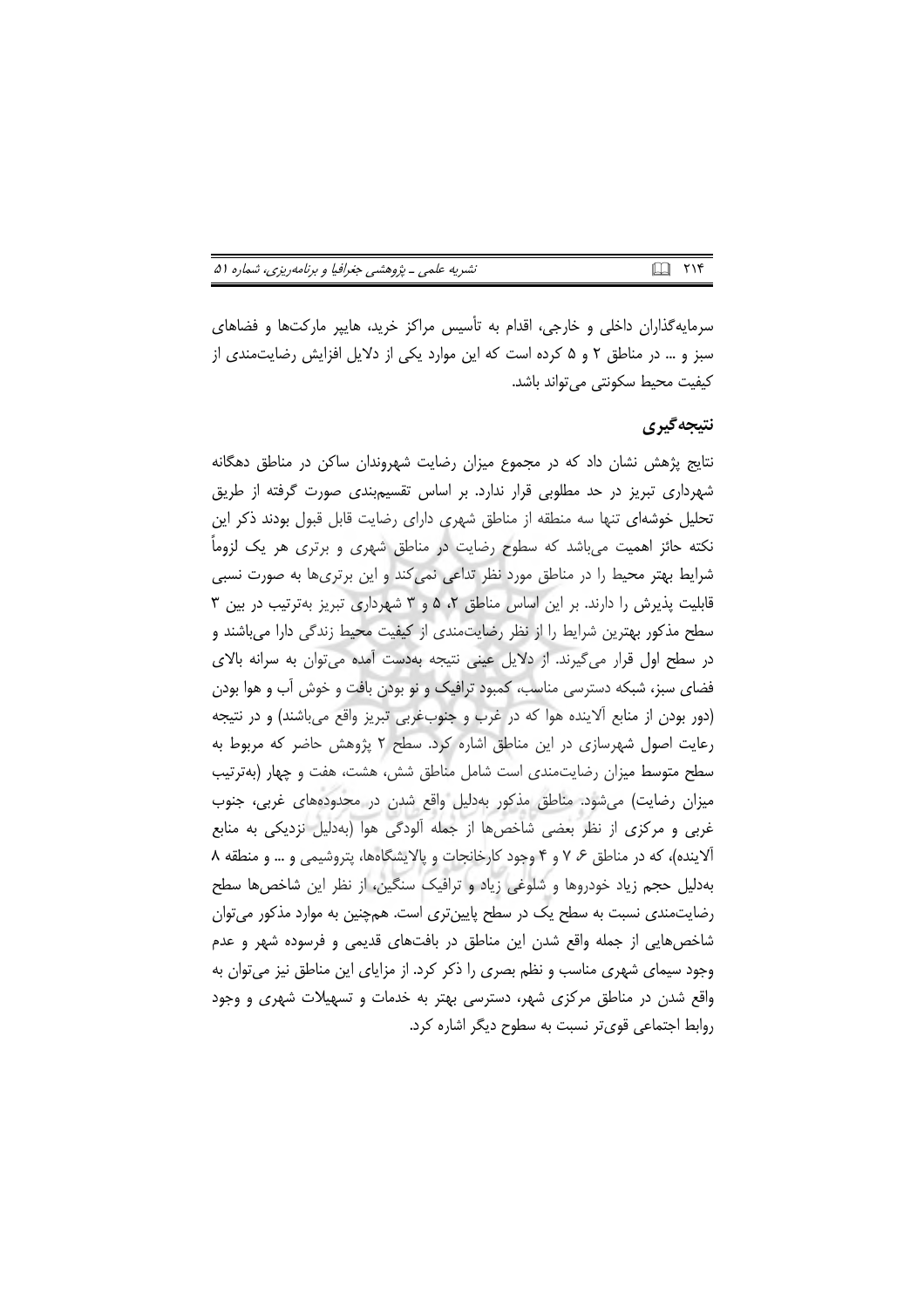سرمایه‌گذاران داخلی و خارجی، اقدام به تأسیس مراکز خرید، هایپر مارکت‌ها و فضاهای سبز و ... در مناطق ۲ و ۵ کرده است که این موارد یکی از دلایل افزایش رضایت‌مندی از کیفیت محیط سکونتی می‌تواند باشد.

## نتیجه‌گیری

نتایج پژوهش نشان داد که در مجموع میزان رضایت شهروندان ساکن در مناطق دهگانه شهرداری تبریز در حد مطلوبی قرار ندارد. بر اساس تقسیم‌بندی صورت گرفته از طریق تحلیل خوشه‌ای تنها سه منطقه از مناطق شهری دارای رضایت قابل قبول بودند ذکر این نکته حائز اهمیت می‌باشد که سطوح رضایت در مناطق شهری و برتری هر یک لزوماً شرایط بهتر محیط را در مناطق مورد نظر تداعی نمی‌کند و این برتری‌ها به صورت نسبی قابلیت پذیرش را دارند. بر این اساس مناطق ۲، ۵ و ۳ شهرداری تبریز به‌ترتیب در بین ۳ سطح مذکور بهترین شرایط را از نظر رضایت‌مندی از کیفیت محیط زندگی دارا می‌باشند و در سطح اول قرار می‌گیرند. از دلایل عینی نتیجه به‌دست آمده می‌توان به سرانه بالای فضای سبز، شبکه دسترسی مناسب، کمبود ترافیک و نو بودن بافت و خوش آب و هوا بودن (دور بودن از منابع آلاینده هوا که در غرب و جنوب‌غربی تبریز واقع می‌باشند) و در نتیجه رعایت اصول شهرسازی در این مناطق اشاره کرد. سطح ۲ پژوهش حاضر که مربوط به سطح متوسط میزان رضایت‌مندی است شامل مناطق شش، هشت، هفت و چهار (به‌ترتیب میزان رضایت) می‌شود. مناطق مذکور به‌دلیل واقع شدن در محدوده‌های غربی، جنوب غربی و مرکزی از نظر بعضی شاخص‌ها از جمله آلودگی هوا (به‌دلیل نزدیکی به منابع آلاینده)، که در مناطق ۶، ۷ و ۴ وجود کارخانجات و پالایشگاه‌ها، پتروشیمی و ... و منطقه ۸ به‌دلیل حجم زیاد خودروها و شلوغی زیاد و ترافیک سنگین، از نظر این شاخص‌ها سطح رضایت‌مندی نسبت به سطح یک در سطح پایین‌تری است. همچنین به موارد مذکور می‌توان شاخص‌هایی از جمله واقع شدن این مناطق در بافت‌های قدیمی و فرسوده شهر و عدم وجود سیمای شهری مناسب و نظم بصری را ذکر کرد. از مزایای این مناطق نیز می‌توان به واقع شدن در مناطق مرکزی شهر، دسترسی بهتر به خدمات و تسهیلات شهری و وجود روابط اجتماعی قوی‌تر نسبت به سطوح دیگر اشاره کرد.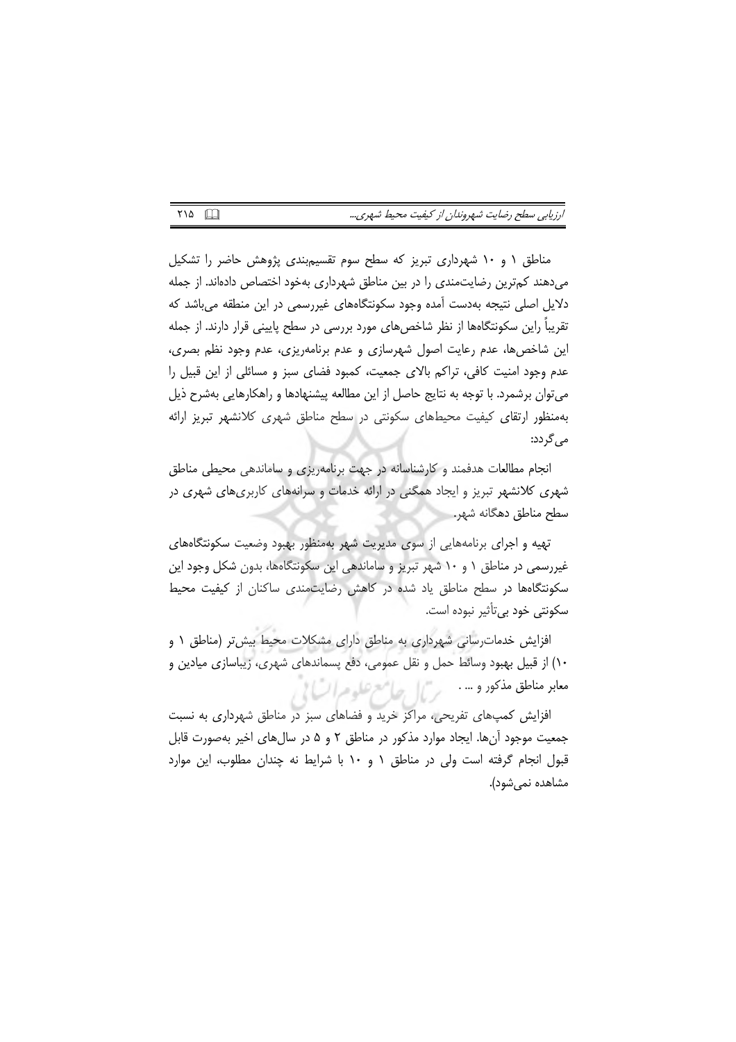مناطق ۱ و ۱۰ شهرداری تبریز که سطح سوم تقسیم‌بندی پژوهش حاضر را تشکیل می‌دهند کم‌ترین رضایت‌مندی را در بین مناطق شهرداری به‌خود اختصاص داده‌اند. از جمله دلایل اصلی نتیجه به‌دست آمده وجود سکونتگاه‌های غیررسمی در این منطقه می‌باشد که تقریباً راین سکونتگاه‌ها از نظر شاخص‌های مورد بررسی در سطح پایینی قرار دارند. از جمله این شاخص‌ها، عدم رعایت اصول شهرسازی و عدم برنامه‌ریزی، عدم وجود نظم بصری، عدم وجود امنیت کافی، تراکم بالای جمعیت، کمبود فضای سبز و مسائلی از این قبیل را می‌توان برشمرد. با توجه به نتایج حاصل از این مطالعه پیشنهادها و راهکارهایی به‌شرح ذیل به‌منظور ارتقای کیفیت محیط‌های سکونتی در سطح مناطق شهری کلانشهر تبریز ارائه می‌گردد:

انجام مطالعات هدفمند و کارشناسانه در جهت برنامه‌ریزی و ساماندهی محیطی مناطق شهری کلانشهر تبریز و ایجاد همگنی در ارائه خدمات و سرانه‌های کاربری‌های شهری در سطح مناطق دهگانه شهر.

تهیه و اجرای برنامه‌هایی از سوی مدیریت شهر به‌منظور بهبود وضعیت سکونتگاه‌های غیررسمی در مناطق ۱ و ۱۰ شهر تبریز و ساماندهی این سکونتگاه‌ها، بدون شکل وجود این سکونتگاه‌ها در سطح مناطق یاد شده در کاهش رضایت‌مندی ساکنان از کیفیت محیط سکونتی خود بی‌تأثیر نبوده است.

افزایش خدمات‌رسانی شهرداری به مناطق دارای مشکلات محیط بیش‌تر (مناطق ۱ و ۱۰) از قبیل بهبود وسائط حمل و نقل عمومی، دفع پسماندهای شهری، زیباسازی میادین و معابر مناطق مذکور و ... .

افزایش کمپ‌های تفریحی، مراکز خرید و فضاهای سبز در مناطق شهرداری به نسبت جمعیت موجود آن‌ها. ایجاد موارد مذکور در مناطق ۲ و ۵ در سال‌های اخیر به‌صورت قابل قبول انجام گرفته است ولی در مناطق ۱ و ۱۰ با شرایط نه چندان مطلوب، این موارد مشاهده نمی‌شود).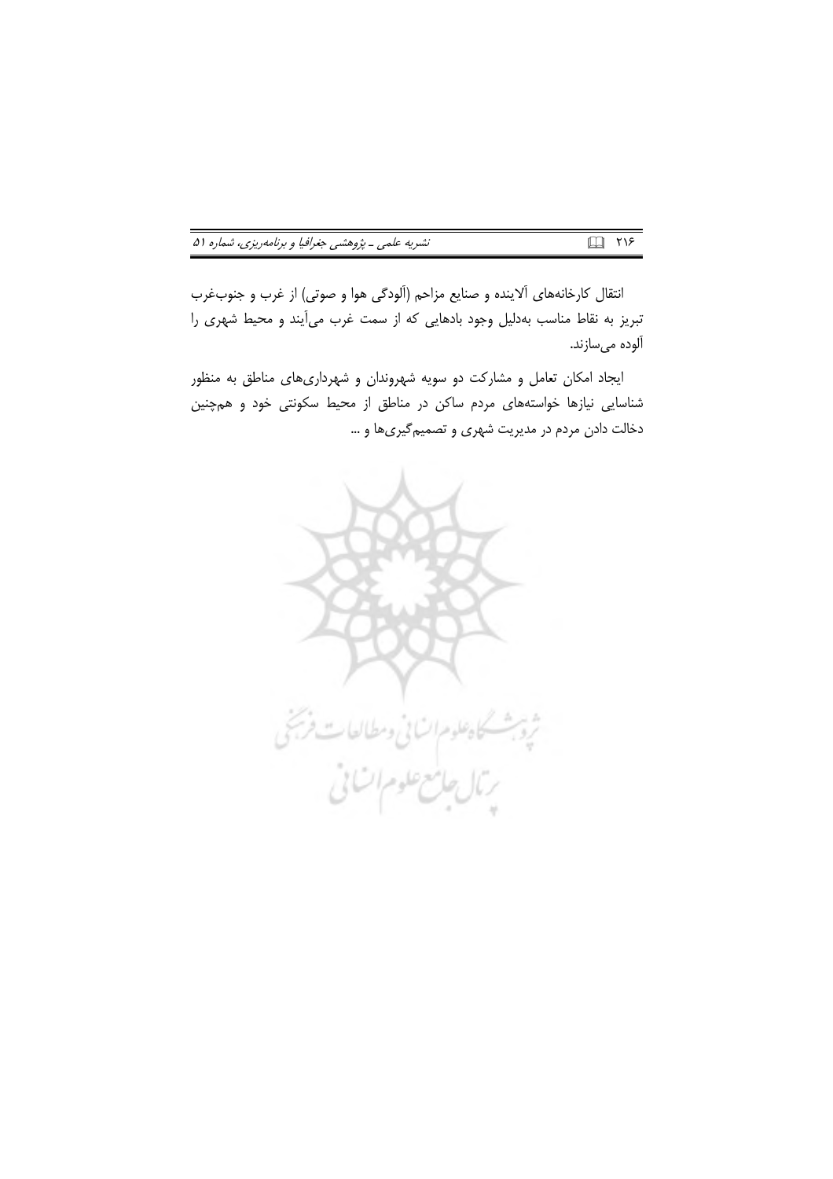انتقال کارخانه‌های آلاینده و صنایع مزاحم (آلودگی هوا و صوتی) از غرب و جنوب‌غرب تبریز به نقاط مناسب به‌دلیل وجود بادهایی که از سمت غرب می‌آیند و محیط شهری را آلوده می‌سازند.

ایجاد امکان تعامل و مشارکت دو سویه شهروندان و شهرداری‌های مناطق به منظور شناسایی نیازها خواسته‌های مردم ساکن در مناطق از محیط سکونتی خود و همچنین دخالت دادن مردم در مدیریت شهری و تصمیم‌گیری‌ها و ...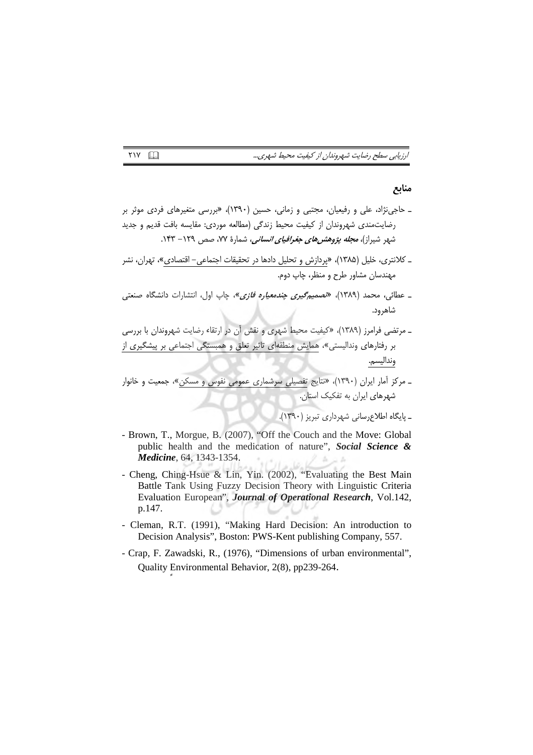## منابع

- حاجی‌نژاد، علی و رفیعیان، مجتبی و زمانی، حسین (۱۳۹۰)، «بررسی متغیرهای فردی موثر بر رضایت‌مندی شهروندان از کیفیت محیط زندگی (مطالعه موردی: مقایسه بافت قدیم و جدید شهر شیراز)، ***مجله پژوهش‌های جغرافیای انسانی***، شمارۀ ۷۷، صص ۱۲۹– ۱۴۳.

- کلانتری، خلیل (۱۳۸۵)، «پردازش و تحلیل دادها در تحقیقات اجتماعی– اقتصادی»، تهران، نشر مهندسان مشاور طرح و منظر، چاپ دوم.

- عطائی، محمد (۱۳۸۹)، «***تصمیم‌گیری چندمعیاره فازی***»، چاپ اول، انتشارات دانشگاه صنعتی شاهرود.

- مرتضی فرامرز (۱۳۸۹)، «کیفیت محیط شهری و نقش آن در ارتقاء رضایت شهروندان با بررسی بر رفتارهای وندالیستی»، همایش منطقه‌ای تاثیر تعلق و همبستگی اجتماعی بر پیشگیری از وندالیسم.

- مرکز آمار ایران (۱۳۹۰)، «نتایج تفصیلی سرشماری عمومی نفوس و مسکن»، جمعیت و خانوار شهرهای ایران به تفکیک استان.

- پایگاه اطلاع‌رسانی شهرداری تبریز (۱۳۹۰).

- Brown, T., Morgue, B. (2007), "Off the Couch and the Move: Global public health and the medication of nature", ***Social Science & Medicine***, 64, 1343-1354.

- Cheng, Ching-Hsue & Lin, Yin. (2002), "Evaluating the Best Main Battle Tank Using Fuzzy Decision Theory with Linguistic Criteria Evaluation European", ***Journal of Operational Research***, Vol.142, p.147.

- Cleman, R.T. (1991), "Making Hard Decision: An introduction to Decision Analysis", Boston: PWS-Kent publishing Company, 557.

- Crap, F. Zawadski, R., (1976), "Dimensions of urban environmental", Quality Environmental Behavior, 2(8), pp239-264.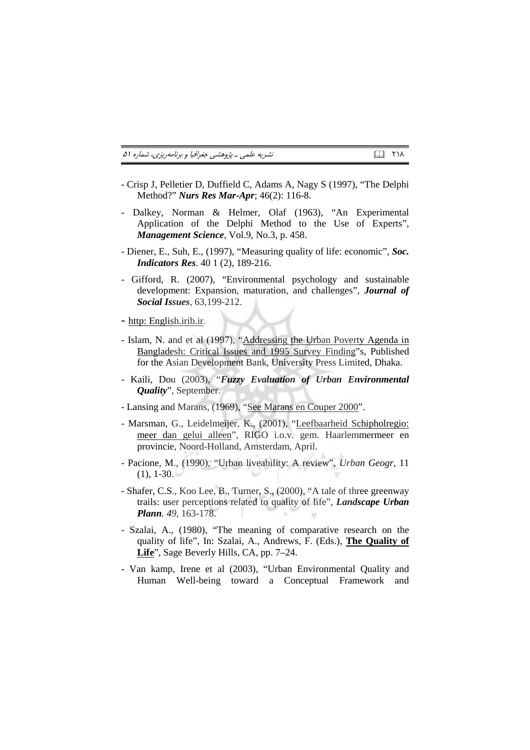- Crisp J, Pelletier D, Duffield C, Adams A, Nagy S (1997), "The Delphi Method?" ***Nurs Res Mar-Apr***; 46(2): 116-8.

- Dalkey, Norman & Helmer, Olaf (1963), "An Experimental Application of the Delphi Method to the Use of Experts", ***Management Science***, Vol.9, No.3, p. 458.

- Diener, E., Suh, E., (1997), "Measuring quality of life: economic", ***Soc. Indicators Res***. 40 1 (2), 189-216.

- Gifford, R. (2007), "Environmental psychology and sustainable development: Expansion, maturation, and challenges", ***Journal of Social Issues***, 63,199-212.

- http: English.irib.ir.

- Islam, N. and et al (1997), "Addressing the Urban Poverty Agenda in Bangladesh: Critical Issues and 1995 Survey Finding"s, Published for the Asian Development Bank, University Press Limited, Dhaka.

- Kaili, Dou (2003), "***Fuzzy Evaluation of Urban Environmental Quality***", September.

- Lansing and Marans, (1969), "See Marans en Couper 2000".

- Marsman, G., Leidelmeijer, K., (2001), "Leefbaarheid Schipholregio: meer dan gelui alleen", RIGO i.o.v. gem. Haarlemmermeer en provincie, Noord-Holland, Amsterdam, April.

- Pacione, M., (1990), "Urban liveability: A review", *Urban Geogr*, 11 (1), 1-30.

- Shafer, C.S., Koo Lee, B., Turner, S., (2000), "A tale of three greenway trails: user perceptions related to quality of life", ***Landscape Urban Plann****. 49*, 163-178.

- Szalai, A., (1980), "The meaning of comparative research on the quality of life", In: Szalai, A., Andrews, F. (Eds.), **The Quality of Life**", Sage Beverly Hills, CA, pp. 7–24.

- Van kamp, Irene et al (2003), "Urban Environmental Quality and Human Well-being toward a Conceptual Framework and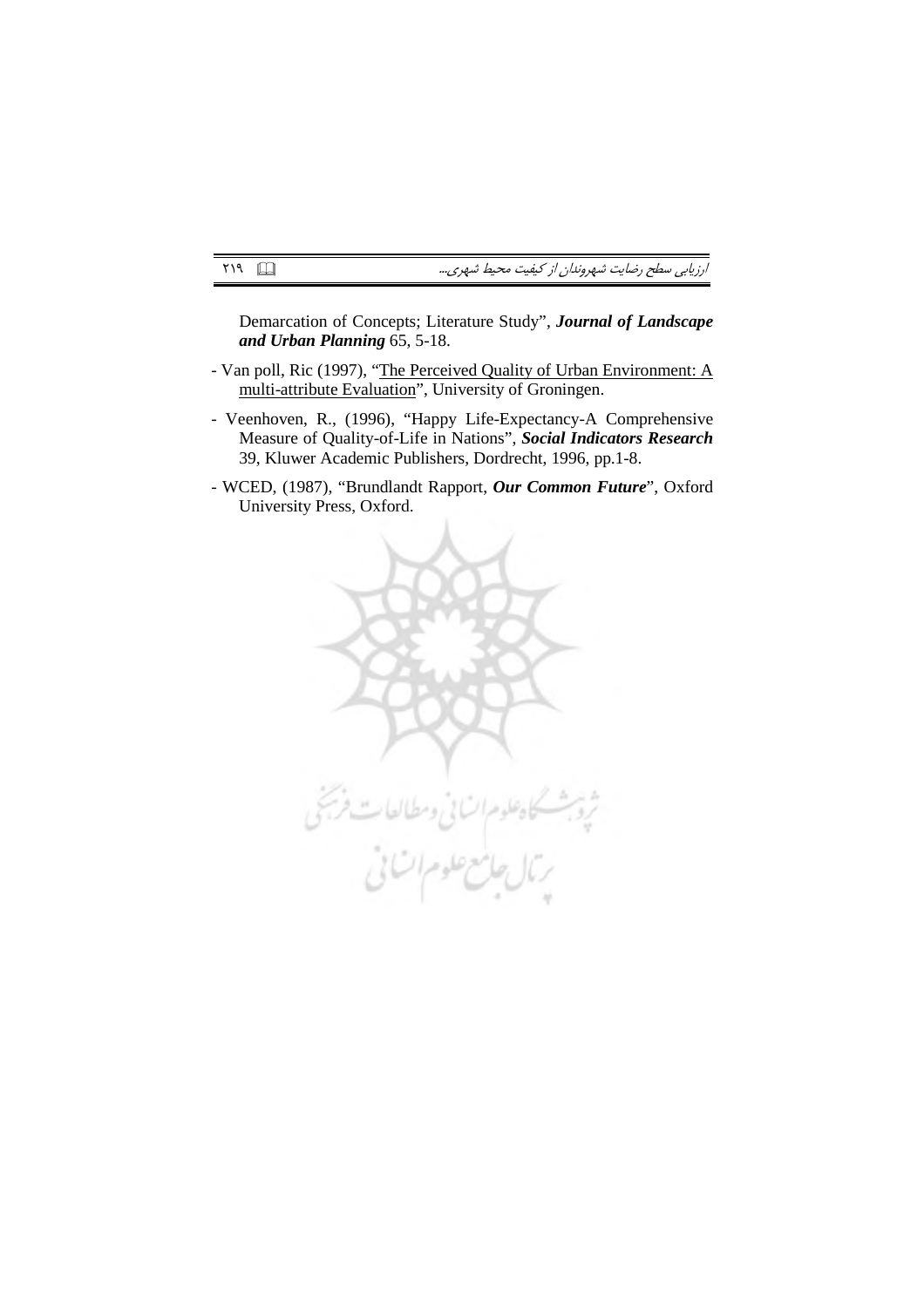Demarcation of Concepts; Literature Study", ***Journal of Landscape and Urban Planning*** 65, 5-18.

- Van poll, Ric (1997), "The Perceived Quality of Urban Environment: A multi-attribute Evaluation", University of Groningen.
- Veenhoven, R., (1996), "Happy Life-Expectancy-A Comprehensive Measure of Quality-of-Life in Nations", ***Social Indicators Research*** 39, Kluwer Academic Publishers, Dordrecht, 1996, pp.1-8.
- WCED, (1987), "Brundlandt Rapport, ***Our Common Future***", Oxford University Press, Oxford.